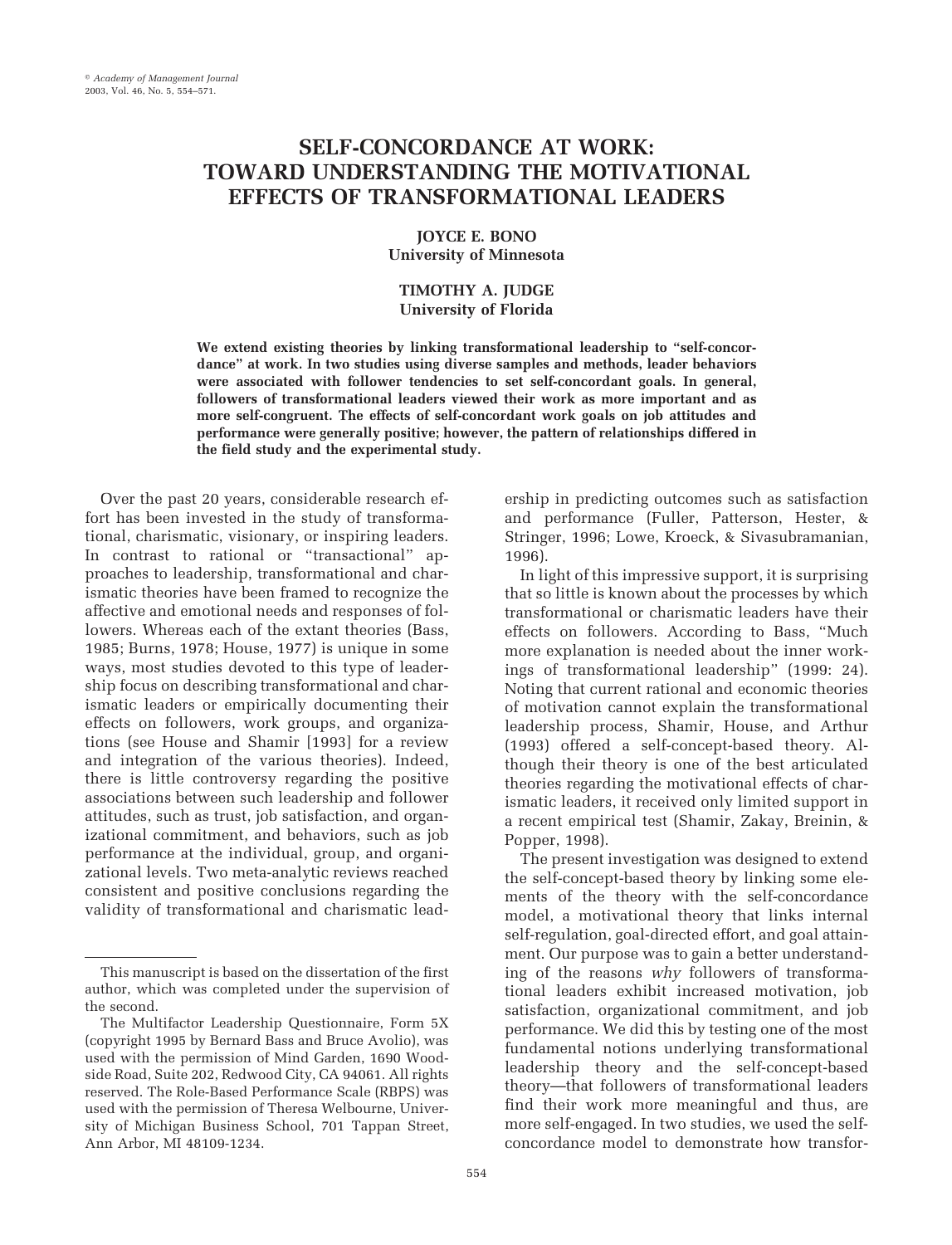# SELF-CONCORDANCE AT WORK: TOWARD UNDERSTANDING THE MOTIVATIONAL EFFECTS OF TRANSFORMATIONAL LEADERS

**JOYCE E. BONO**
**University of Minnesota**

**TIMOTHY A. JUDGE**
**University of Florida**

**We extend existing theories by linking transformational leadership to "self-concordance" at work. In two studies using diverse samples and methods, leader behaviors were associated with follower tendencies to set self-concordant goals. In general, followers of transformational leaders viewed their work as more important and as more self-congruent. The effects of self-concordant work goals on job attitudes and performance were generally positive; however, the pattern of relationships differed in the field study and the experimental study.**

Over the past 20 years, considerable research effort has been invested in the study of transformational, charismatic, visionary, or inspiring leaders. In contrast to rational or "transactional" approaches to leadership, transformational and charismatic theories have been framed to recognize the affective and emotional needs and responses of followers. Whereas each of the extant theories (Bass, 1985; Burns, 1978; House, 1977) is unique in some ways, most studies devoted to this type of leadership focus on describing transformational and charismatic leaders or empirically documenting their effects on followers, work groups, and organizations (see House and Shamir [1993] for a review and integration of the various theories). Indeed, there is little controversy regarding the positive associations between such leadership and follower attitudes, such as trust, job satisfaction, and organizational commitment, and behaviors, such as job performance at the individual, group, and organizational levels. Two meta-analytic reviews reached consistent and positive conclusions regarding the validity of transformational and charismatic leadership in predicting outcomes such as satisfaction and performance (Fuller, Patterson, Hester, & Stringer, 1996; Lowe, Kroeck, & Sivasubramanian, 1996).

In light of this impressive support, it is surprising that so little is known about the processes by which transformational or charismatic leaders have their effects on followers. According to Bass, "Much more explanation is needed about the inner workings of transformational leadership" (1999: 24). Noting that current rational and economic theories of motivation cannot explain the transformational leadership process, Shamir, House, and Arthur (1993) offered a self-concept-based theory. Although their theory is one of the best articulated theories regarding the motivational effects of charismatic leaders, it received only limited support in a recent empirical test (Shamir, Zakay, Breinin, & Popper, 1998).

The present investigation was designed to extend the self-concept-based theory by linking some elements of the theory with the self-concordance model, a motivational theory that links internal self-regulation, goal-directed effort, and goal attainment. Our purpose was to gain a better understanding of the reasons *why* followers of transformational leaders exhibit increased motivation, job satisfaction, organizational commitment, and job performance. We did this by testing one of the most fundamental notions underlying transformational leadership theory and the self-concept-based theory—that followers of transformational leaders find their work more meaningful and thus, are more self-engaged. In two studies, we used the self-concordance model to demonstrate how transfor-

---

This manuscript is based on the dissertation of the first author, which was completed under the supervision of the second.

The Multifactor Leadership Questionnaire, Form 5X (copyright 1995 by Bernard Bass and Bruce Avolio), was used with the permission of Mind Garden, 1690 Woodside Road, Suite 202, Redwood City, CA 94061. All rights reserved. The Role-Based Performance Scale (RBPS) was used with the permission of Theresa Welbourne, University of Michigan Business School, 701 Tappan Street, Ann Arbor, MI 48109-1234.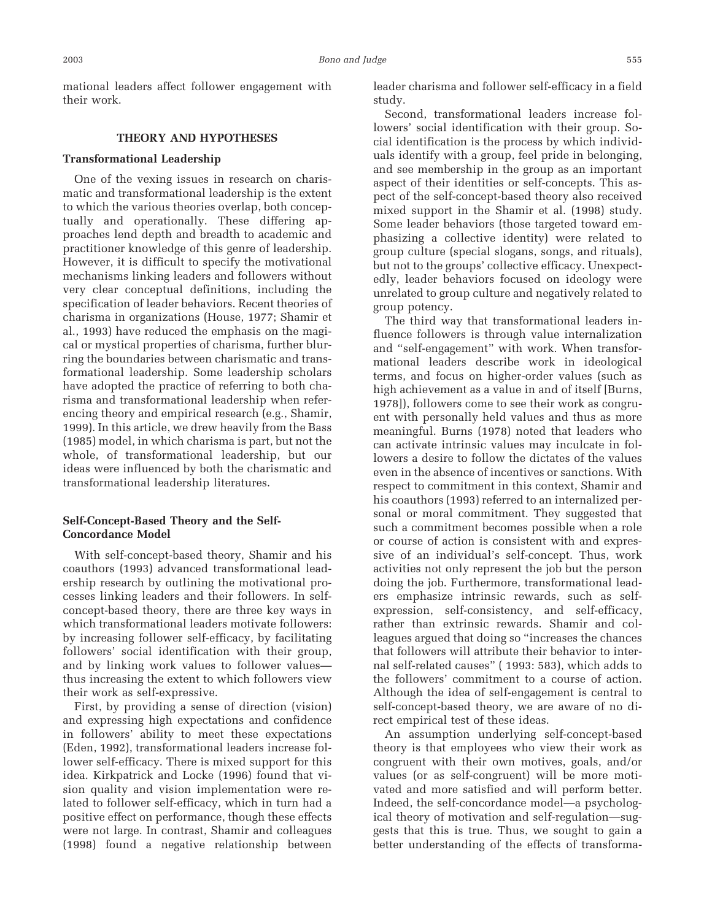mational leaders affect follower engagement with their work.

## THEORY AND HYPOTHESES

### Transformational Leadership

One of the vexing issues in research on charismatic and transformational leadership is the extent to which the various theories overlap, both conceptually and operationally. These differing approaches lend depth and breadth to academic and practitioner knowledge of this genre of leadership. However, it is difficult to specify the motivational mechanisms linking leaders and followers without very clear conceptual definitions, including the specification of leader behaviors. Recent theories of charisma in organizations (House, 1977; Shamir et al., 1993) have reduced the emphasis on the magical or mystical properties of charisma, further blurring the boundaries between charismatic and transformational leadership. Some leadership scholars have adopted the practice of referring to both charisma and transformational leadership when referencing theory and empirical research (e.g., Shamir, 1999). In this article, we drew heavily from the Bass (1985) model, in which charisma is part, but not the whole, of transformational leadership, but our ideas were influenced by both the charismatic and transformational leadership literatures.

### Self-Concept-Based Theory and the Self-Concordance Model

With self-concept-based theory, Shamir and his coauthors (1993) advanced transformational leadership research by outlining the motivational processes linking leaders and their followers. In self-concept-based theory, there are three key ways in which transformational leaders motivate followers: by increasing follower self-efficacy, by facilitating followers' social identification with their group, and by linking work values to follower values—thus increasing the extent to which followers view their work as self-expressive.

First, by providing a sense of direction (vision) and expressing high expectations and confidence in followers' ability to meet these expectations (Eden, 1992), transformational leaders increase follower self-efficacy. There is mixed support for this idea. Kirkpatrick and Locke (1996) found that vision quality and vision implementation were related to follower self-efficacy, which in turn had a positive effect on performance, though these effects were not large. In contrast, Shamir and colleagues (1998) found a negative relationship between leader charisma and follower self-efficacy in a field study.

Second, transformational leaders increase followers' social identification with their group. Social identification is the process by which individuals identify with a group, feel pride in belonging, and see membership in the group as an important aspect of their identities or self-concepts. This aspect of the self-concept-based theory also received mixed support in the Shamir et al. (1998) study. Some leader behaviors (those targeted toward emphasizing a collective identity) were related to group culture (special slogans, songs, and rituals), but not to the groups' collective efficacy. Unexpectedly, leader behaviors focused on ideology were unrelated to group culture and negatively related to group potency.

The third way that transformational leaders influence followers is through value internalization and "self-engagement" with work. When transformational leaders describe work in ideological terms, and focus on higher-order values (such as high achievement as a value in and of itself [Burns, 1978]), followers come to see their work as congruent with personally held values and thus as more meaningful. Burns (1978) noted that leaders who can activate intrinsic values may inculcate in followers a desire to follow the dictates of the values even in the absence of incentives or sanctions. With respect to commitment in this context, Shamir and his coauthors (1993) referred to an internalized personal or moral commitment. They suggested that such a commitment becomes possible when a role or course of action is consistent with and expressive of an individual's self-concept. Thus, work activities not only represent the job but the person doing the job. Furthermore, transformational leaders emphasize intrinsic rewards, such as self-expression, self-consistency, and self-efficacy, rather than extrinsic rewards. Shamir and colleagues argued that doing so "increases the chances that followers will attribute their behavior to internal self-related causes" ( 1993: 583), which adds to the followers' commitment to a course of action. Although the idea of self-engagement is central to self-concept-based theory, we are aware of no direct empirical test of these ideas.

An assumption underlying self-concept-based theory is that employees who view their work as congruent with their own motives, goals, and/or values (or as self-congruent) will be more motivated and more satisfied and will perform better. Indeed, the self-concordance model—a psychological theory of motivation and self-regulation—suggests that this is true. Thus, we sought to gain a better understanding of the effects of transforma-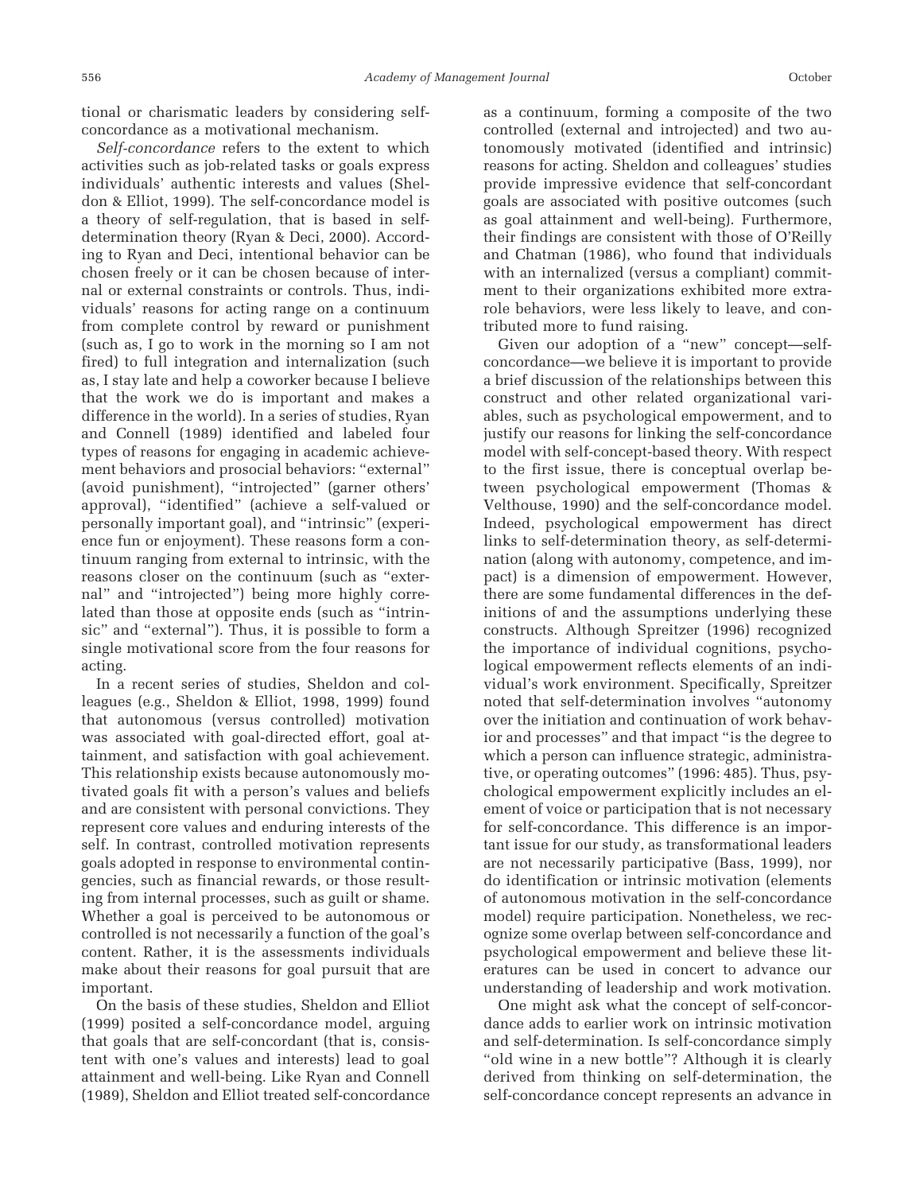tional or charismatic leaders by considering self-concordance as a motivational mechanism.

*Self-concordance* refers to the extent to which activities such as job-related tasks or goals express individuals' authentic interests and values (Sheldon & Elliot, 1999). The self-concordance model is a theory of self-regulation, that is based in self-determination theory (Ryan & Deci, 2000). According to Ryan and Deci, intentional behavior can be chosen freely or it can be chosen because of internal or external constraints or controls. Thus, individuals' reasons for acting range on a continuum from complete control by reward or punishment (such as, I go to work in the morning so I am not fired) to full integration and internalization (such as, I stay late and help a coworker because I believe that the work we do is important and makes a difference in the world). In a series of studies, Ryan and Connell (1989) identified and labeled four types of reasons for engaging in academic achievement behaviors and prosocial behaviors: "external" (avoid punishment), "introjected" (garner others' approval), "identified" (achieve a self-valued or personally important goal), and "intrinsic" (experience fun or enjoyment). These reasons form a continuum ranging from external to intrinsic, with the reasons closer on the continuum (such as "external" and "introjected") being more highly correlated than those at opposite ends (such as "intrinsic" and "external"). Thus, it is possible to form a single motivational score from the four reasons for acting.

In a recent series of studies, Sheldon and colleagues (e.g., Sheldon & Elliot, 1998, 1999) found that autonomous (versus controlled) motivation was associated with goal-directed effort, goal attainment, and satisfaction with goal achievement. This relationship exists because autonomously motivated goals fit with a person's values and beliefs and are consistent with personal convictions. They represent core values and enduring interests of the self. In contrast, controlled motivation represents goals adopted in response to environmental contingencies, such as financial rewards, or those resulting from internal processes, such as guilt or shame. Whether a goal is perceived to be autonomous or controlled is not necessarily a function of the goal's content. Rather, it is the assessments individuals make about their reasons for goal pursuit that are important.

On the basis of these studies, Sheldon and Elliot (1999) posited a self-concordance model, arguing that goals that are self-concordant (that is, consistent with one's values and interests) lead to goal attainment and well-being. Like Ryan and Connell (1989), Sheldon and Elliot treated self-concordance as a continuum, forming a composite of the two controlled (external and introjected) and two autonomously motivated (identified and intrinsic) reasons for acting. Sheldon and colleagues' studies provide impressive evidence that self-concordant goals are associated with positive outcomes (such as goal attainment and well-being). Furthermore, their findings are consistent with those of O'Reilly and Chatman (1986), who found that individuals with an internalized (versus a compliant) commitment to their organizations exhibited more extra-role behaviors, were less likely to leave, and contributed more to fund raising.

Given our adoption of a "new" concept—self-concordance—we believe it is important to provide a brief discussion of the relationships between this construct and other related organizational variables, such as psychological empowerment, and to justify our reasons for linking the self-concordance model with self-concept-based theory. With respect to the first issue, there is conceptual overlap between psychological empowerment (Thomas & Velthouse, 1990) and the self-concordance model. Indeed, psychological empowerment has direct links to self-determination theory, as self-determination (along with autonomy, competence, and impact) is a dimension of empowerment. However, there are some fundamental differences in the definitions of and the assumptions underlying these constructs. Although Spreitzer (1996) recognized the importance of individual cognitions, psychological empowerment reflects elements of an individual's work environment. Specifically, Spreitzer noted that self-determination involves "autonomy over the initiation and continuation of work behavior and processes" and that impact "is the degree to which a person can influence strategic, administrative, or operating outcomes" (1996: 485). Thus, psychological empowerment explicitly includes an element of voice or participation that is not necessary for self-concordance. This difference is an important issue for our study, as transformational leaders are not necessarily participative (Bass, 1999), nor do identification or intrinsic motivation (elements of autonomous motivation in the self-concordance model) require participation. Nonetheless, we recognize some overlap between self-concordance and psychological empowerment and believe these literatures can be used in concert to advance our understanding of leadership and work motivation.

One might ask what the concept of self-concordance adds to earlier work on intrinsic motivation and self-determination. Is self-concordance simply "old wine in a new bottle"? Although it is clearly derived from thinking on self-determination, the self-concordance concept represents an advance in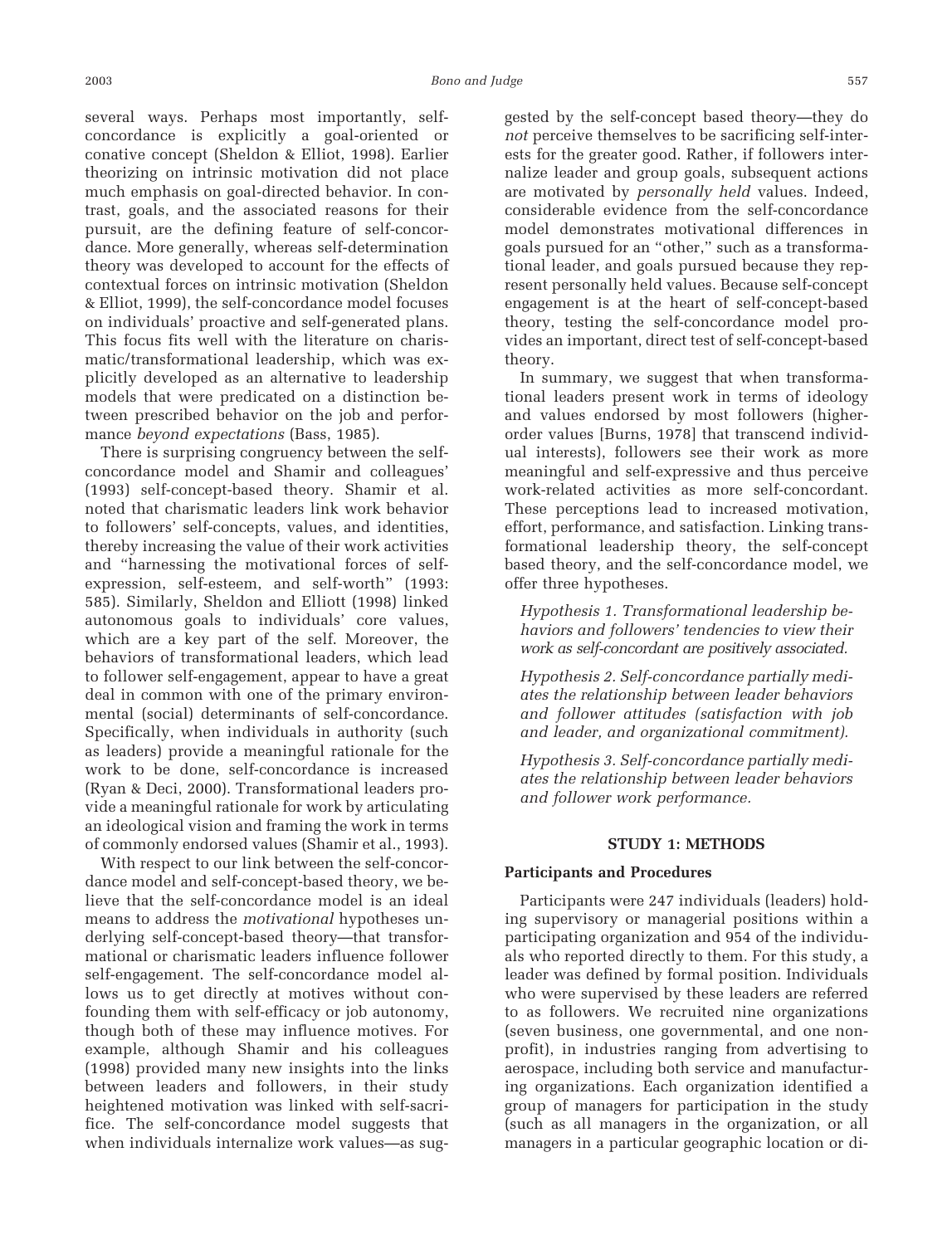several ways. Perhaps most importantly, self-concordance is explicitly a goal-oriented or conative concept (Sheldon & Elliot, 1998). Earlier theorizing on intrinsic motivation did not place much emphasis on goal-directed behavior. In contrast, goals, and the associated reasons for their pursuit, are the defining feature of self-concordance. More generally, whereas self-determination theory was developed to account for the effects of contextual forces on intrinsic motivation (Sheldon & Elliot, 1999), the self-concordance model focuses on individuals' proactive and self-generated plans. This focus fits well with the literature on charismatic/transformational leadership, which was explicitly developed as an alternative to leadership models that were predicated on a distinction between prescribed behavior on the job and performance *beyond expectations* (Bass, 1985).

There is surprising congruency between the self-concordance model and Shamir and colleagues' (1993) self-concept-based theory. Shamir et al. noted that charismatic leaders link work behavior to followers' self-concepts, values, and identities, thereby increasing the value of their work activities and "harnessing the motivational forces of self-expression, self-esteem, and self-worth" (1993: 585). Similarly, Sheldon and Elliott (1998) linked autonomous goals to individuals' core values, which are a key part of the self. Moreover, the behaviors of transformational leaders, which lead to follower self-engagement, appear to have a great deal in common with one of the primary environmental (social) determinants of self-concordance. Specifically, when individuals in authority (such as leaders) provide a meaningful rationale for the work to be done, self-concordance is increased (Ryan & Deci, 2000). Transformational leaders provide a meaningful rationale for work by articulating an ideological vision and framing the work in terms of commonly endorsed values (Shamir et al., 1993).

With respect to our link between the self-concordance model and self-concept-based theory, we believe that the self-concordance model is an ideal means to address the *motivational* hypotheses underlying self-concept-based theory—that transformational or charismatic leaders influence follower self-engagement. The self-concordance model allows us to get directly at motives without confounding them with self-efficacy or job autonomy, though both of these may influence motives. For example, although Shamir and his colleagues (1998) provided many new insights into the links between leaders and followers, in their study heightened motivation was linked with self-sacrifice. The self-concordance model suggests that when individuals internalize work values—as suggested by the self-concept based theory—they do *not* perceive themselves to be sacrificing self-interests for the greater good. Rather, if followers internalize leader and group goals, subsequent actions are motivated by *personally held* values. Indeed, considerable evidence from the self-concordance model demonstrates motivational differences in goals pursued for an "other," such as a transformational leader, and goals pursued because they represent personally held values. Because self-concept engagement is at the heart of self-concept-based theory, testing the self-concordance model provides an important, direct test of self-concept-based theory.

In summary, we suggest that when transformational leaders present work in terms of ideology and values endorsed by most followers (higher-order values [Burns, 1978] that transcend individual interests), followers see their work as more meaningful and self-expressive and thus perceive work-related activities as more self-concordant. These perceptions lead to increased motivation, effort, performance, and satisfaction. Linking transformational leadership theory, the self-concept based theory, and the self-concordance model, we offer three hypotheses.

*Hypothesis 1. Transformational leadership behaviors and followers' tendencies to view their work as self-concordant are positively associated.*

*Hypothesis 2. Self-concordance partially mediates the relationship between leader behaviors and follower attitudes (satisfaction with job and leader, and organizational commitment).*

*Hypothesis 3. Self-concordance partially mediates the relationship between leader behaviors and follower work performance.*

## STUDY 1: METHODS

### Participants and Procedures

Participants were 247 individuals (leaders) holding supervisory or managerial positions within a participating organization and 954 of the individuals who reported directly to them. For this study, a leader was defined by formal position. Individuals who were supervised by these leaders are referred to as followers. We recruited nine organizations (seven business, one governmental, and one nonprofit), in industries ranging from advertising to aerospace, including both service and manufacturing organizations. Each organization identified a group of managers for participation in the study (such as all managers in the organization, or all managers in a particular geographic location or di-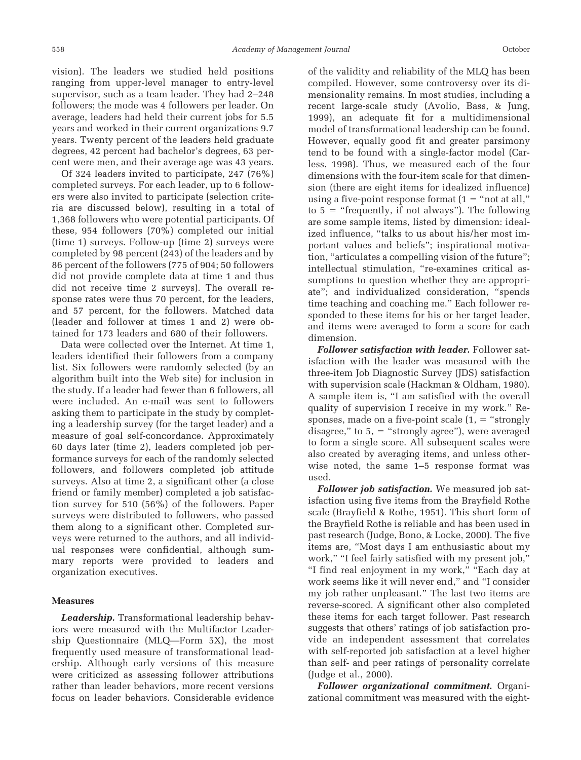vision). The leaders we studied held positions ranging from upper-level manager to entry-level supervisor, such as a team leader. They had 2–248 followers; the mode was 4 followers per leader. On average, leaders had held their current jobs for 5.5 years and worked in their current organizations 9.7 years. Twenty percent of the leaders held graduate degrees, 42 percent had bachelor's degrees, 63 percent were men, and their average age was 43 years.

Of 324 leaders invited to participate, 247 (76%) completed surveys. For each leader, up to 6 followers were also invited to participate (selection criteria are discussed below), resulting in a total of 1,368 followers who were potential participants. Of these, 954 followers (70%) completed our initial (time 1) surveys. Follow-up (time 2) surveys were completed by 98 percent (243) of the leaders and by 86 percent of the followers (775 of 904; 50 followers did not provide complete data at time 1 and thus did not receive time 2 surveys). The overall response rates were thus 70 percent, for the leaders, and 57 percent, for the followers. Matched data (leader and follower at times 1 and 2) were obtained for 173 leaders and 680 of their followers.

Data were collected over the Internet. At time 1, leaders identified their followers from a company list. Six followers were randomly selected (by an algorithm built into the Web site) for inclusion in the study. If a leader had fewer than 6 followers, all were included. An e-mail was sent to followers asking them to participate in the study by completing a leadership survey (for the target leader) and a measure of goal self-concordance. Approximately 60 days later (time 2), leaders completed job performance surveys for each of the randomly selected followers, and followers completed job attitude surveys. Also at time 2, a significant other (a close friend or family member) completed a job satisfaction survey for 510 (56%) of the followers. Paper surveys were distributed to followers, who passed them along to a significant other. Completed surveys were returned to the authors, and all individual responses were confidential, although summary reports were provided to leaders and organization executives.

### Measures

***Leadership.*** Transformational leadership behaviors were measured with the Multifactor Leadership Questionnaire (MLQ—Form 5X), the most frequently used measure of transformational leadership. Although early versions of this measure were criticized as assessing follower attributions rather than leader behaviors, more recent versions focus on leader behaviors. Considerable evidence of the validity and reliability of the MLQ has been compiled. However, some controversy over its dimensionality remains. In most studies, including a recent large-scale study (Avolio, Bass, & Jung, 1999), an adequate fit for a multidimensional model of transformational leadership can be found. However, equally good fit and greater parsimony tend to be found with a single-factor model (Carless, 1998). Thus, we measured each of the four dimensions with the four-item scale for that dimension (there are eight items for idealized influence) using a five-point response format (1 = "not at all," to 5 = "frequently, if not always"). The following are some sample items, listed by dimension: idealized influence, "talks to us about his/her most important values and beliefs"; inspirational motivation, "articulates a compelling vision of the future"; intellectual stimulation, "re-examines critical assumptions to question whether they are appropriate"; and individualized consideration, "spends time teaching and coaching me." Each follower responded to these items for his or her target leader, and items were averaged to form a score for each dimension.

***Follower satisfaction with leader.*** Follower satisfaction with the leader was measured with the three-item Job Diagnostic Survey (JDS) satisfaction with supervision scale (Hackman & Oldham, 1980). A sample item is, "I am satisfied with the overall quality of supervision I receive in my work." Responses, made on a five-point scale (1, = "strongly disagree," to 5, = "strongly agree"), were averaged to form a single score. All subsequent scales were also created by averaging items, and unless otherwise noted, the same 1–5 response format was used.

***Follower job satisfaction.*** We measured job satisfaction using five items from the Brayfield Rothe scale (Brayfield & Rothe, 1951). This short form of the Brayfield Rothe is reliable and has been used in past research (Judge, Bono, & Locke, 2000). The five items are, "Most days I am enthusiastic about my work," "I feel fairly satisfied with my present job," "I find real enjoyment in my work," "Each day at work seems like it will never end," and "I consider my job rather unpleasant." The last two items are reverse-scored. A significant other also completed these items for each target follower. Past research suggests that others' ratings of job satisfaction provide an independent assessment that correlates with self-reported job satisfaction at a level higher than self- and peer ratings of personality correlate (Judge et al., 2000).

***Follower organizational commitment.*** Organizational commitment was measured with the eight-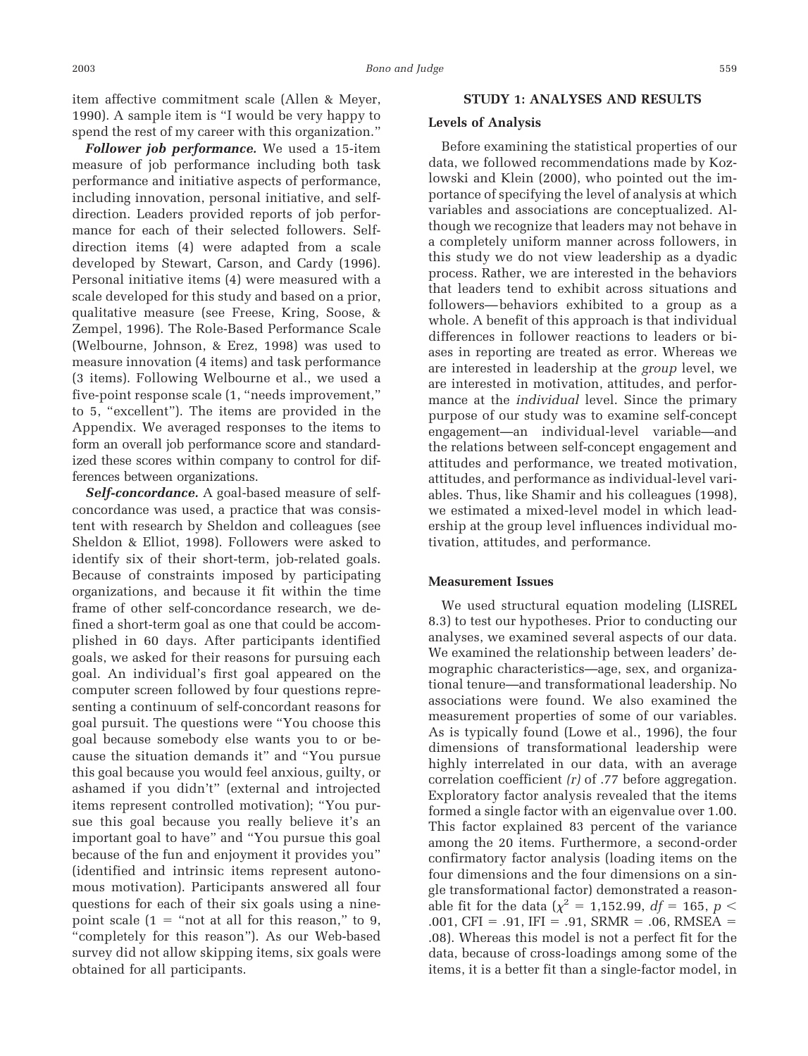item affective commitment scale (Allen & Meyer, 1990). A sample item is "I would be very happy to spend the rest of my career with this organization."

***Follower job performance.*** We used a 15-item measure of job performance including both task performance and initiative aspects of performance, including innovation, personal initiative, and self-direction. Leaders provided reports of job performance for each of their selected followers. Self-direction items (4) were adapted from a scale developed by Stewart, Carson, and Cardy (1996). Personal initiative items (4) were measured with a scale developed for this study and based on a prior, qualitative measure (see Freese, Kring, Soose, & Zempel, 1996). The Role-Based Performance Scale (Welbourne, Johnson, & Erez, 1998) was used to measure innovation (4 items) and task performance (3 items). Following Welbourne et al., we used a five-point response scale (1, "needs improvement," to 5, "excellent"). The items are provided in the Appendix. We averaged responses to the items to form an overall job performance score and standardized these scores within company to control for differences between organizations.

***Self-concordance.*** A goal-based measure of self-concordance was used, a practice that was consistent with research by Sheldon and colleagues (see Sheldon & Elliot, 1998). Followers were asked to identify six of their short-term, job-related goals. Because of constraints imposed by participating organizations, and because it fit within the time frame of other self-concordance research, we defined a short-term goal as one that could be accomplished in 60 days. After participants identified goals, we asked for their reasons for pursuing each goal. An individual's first goal appeared on the computer screen followed by four questions representing a continuum of self-concordant reasons for goal pursuit. The questions were "You choose this goal because somebody else wants you to or because the situation demands it" and "You pursue this goal because you would feel anxious, guilty, or ashamed if you didn't" (external and introjected items represent controlled motivation); "You pursue this goal because you really believe it's an important goal to have" and "You pursue this goal because of the fun and enjoyment it provides you" (identified and intrinsic items represent autonomous motivation). Participants answered all four questions for each of their six goals using a nine-point scale (1 = "not at all for this reason," to 9, "completely for this reason"). As our Web-based survey did not allow skipping items, six goals were obtained for all participants.

## STUDY 1: ANALYSES AND RESULTS

### Levels of Analysis

Before examining the statistical properties of our data, we followed recommendations made by Kozlowski and Klein (2000), who pointed out the importance of specifying the level of analysis at which variables and associations are conceptualized. Although we recognize that leaders may not behave in a completely uniform manner across followers, in this study we do not view leadership as a dyadic process. Rather, we are interested in the behaviors that leaders tend to exhibit across situations and followers—behaviors exhibited to a group as a whole. A benefit of this approach is that individual differences in follower reactions to leaders or biases in reporting are treated as error. Whereas we are interested in leadership at the *group* level, we are interested in motivation, attitudes, and performance at the *individual* level. Since the primary purpose of our study was to examine self-concept engagement—an individual-level variable—and the relations between self-concept engagement and attitudes and performance, we treated motivation, attitudes, and performance as individual-level variables. Thus, like Shamir and his colleagues (1998), we estimated a mixed-level model in which leadership at the group level influences individual motivation, attitudes, and performance.

### Measurement Issues

We used structural equation modeling (LISREL 8.3) to test our hypotheses. Prior to conducting our analyses, we examined several aspects of our data. We examined the relationship between leaders' demographic characteristics—age, sex, and organizational tenure—and transformational leadership. No associations were found. We also examined the measurement properties of some of our variables. As is typically found (Lowe et al., 1996), the four dimensions of transformational leadership were highly interrelated in our data, with an average correlation coefficient *(r)* of .77 before aggregation. Exploratory factor analysis revealed that the items formed a single factor with an eigenvalue over 1.00. This factor explained 83 percent of the variance among the 20 items. Furthermore, a second-order confirmatory factor analysis (loading items on the four dimensions and the four dimensions on a single transformational factor) demonstrated a reasonable fit for the data ($\chi^2$ = 1,152.99, $df$ = 165, $p <$ .001, CFI = .91, IFI = .91, SRMR = .06, RMSEA = .08). Whereas this model is not a perfect fit for the data, because of cross-loadings among some of the items, it is a better fit than a single-factor model, in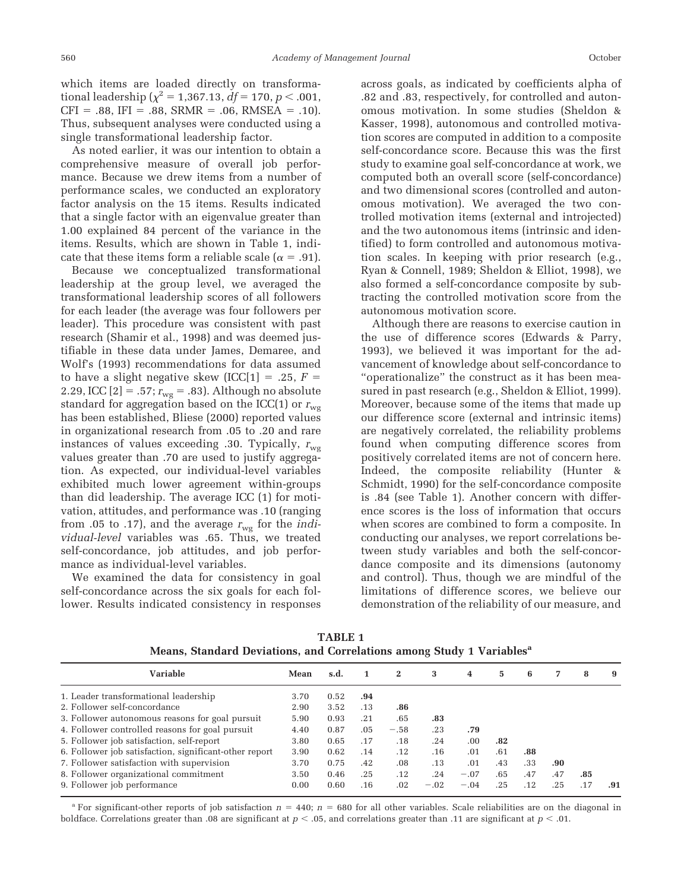which items are loaded directly on transformational leadership ($\chi^2 = 1{,}367.13$, $df = 170$, $p < .001$, CFI = .88, IFI = .88, SRMR = .06, RMSEA = .10). Thus, subsequent analyses were conducted using a single transformational leadership factor.

As noted earlier, it was our intention to obtain a comprehensive measure of overall job performance. Because we drew items from a number of performance scales, we conducted an exploratory factor analysis on the 15 items. Results indicated that a single factor with an eigenvalue greater than 1.00 explained 84 percent of the variance in the items. Results, which are shown in Table 1, indicate that these items form a reliable scale ($\alpha = .91$).

Because we conceptualized transformational leadership at the group level, we averaged the transformational leadership scores of all followers for each leader (the average was four followers per leader). This procedure was consistent with past research (Shamir et al., 1998) and was deemed justifiable in these data under James, Demaree, and Wolf's (1993) recommendations for data assumed to have a slight negative skew (ICC[1] = .25, $F$ = 2.29, ICC [2] = .57; $r_{wg}$ = .83). Although no absolute standard for aggregation based on the ICC(1) or $r_{wg}$ has been established, Bliese (2000) reported values in organizational research from .05 to .20 and rare instances of values exceeding .30. Typically, $r_{wg}$ values greater than .70 are used to justify aggregation. As expected, our individual-level variables exhibited much lower agreement within-groups than did leadership. The average ICC (1) for motivation, attitudes, and performance was .10 (ranging from .05 to .17), and the average $r_{wg}$ for the *individual-level* variables was .65. Thus, we treated self-concordance, job attitudes, and job performance as individual-level variables.

We examined the data for consistency in goal self-concordance across the six goals for each follower. Results indicated consistency in responses across goals, as indicated by coefficients alpha of .82 and .83, respectively, for controlled and autonomous motivation. In some studies (Sheldon & Kasser, 1998), autonomous and controlled motivation scores are computed in addition to a composite self-concordance score. Because this was the first study to examine goal self-concordance at work, we computed both an overall score (self-concordance) and two dimensional scores (controlled and autonomous motivation). We averaged the two controlled motivation items (external and introjected) and the two autonomous items (intrinsic and identified) to form controlled and autonomous motivation scales. In keeping with prior research (e.g., Ryan & Connell, 1989; Sheldon & Elliot, 1998), we also formed a self-concordance composite by subtracting the controlled motivation score from the autonomous motivation score.

Although there are reasons to exercise caution in the use of difference scores (Edwards & Parry, 1993), we believed it was important for the advancement of knowledge about self-concordance to "operationalize" the construct as it has been measured in past research (e.g., Sheldon & Elliot, 1999). Moreover, because some of the items that made up our difference score (external and intrinsic items) are negatively correlated, the reliability problems found when computing difference scores from positively correlated items are not of concern here. Indeed, the composite reliability (Hunter & Schmidt, 1990) for the self-concordance composite is .84 (see Table 1). Another concern with difference scores is the loss of information that occurs when scores are combined to form a composite. In conducting our analyses, we report correlations between study variables and both the self-concordance composite and its dimensions (autonomy and control). Thus, though we are mindful of the limitations of difference scores, we believe our demonstration of the reliability of our measure, and

**TABLE 1**
**Means, Standard Deviations, and Correlations among Study 1 Variables[a]**

| Variable | Mean | s.d. | 1 | 2 | 3 | 4 | 5 | 6 | 7 | 8 | 9 |
|---|---|---|---|---|---|---|---|---|---|---|---|
| 1. Leader transformational leadership | 3.70 | 0.52 | **.94** | | | | | | | | |
| 2. Follower self-concordance | 2.90 | 3.52 | .13 | **.86** | | | | | | | |
| 3. Follower autonomous reasons for goal pursuit | 5.90 | 0.93 | .21 | .65 | **.83** | | | | | | |
| 4. Follower controlled reasons for goal pursuit | 4.40 | 0.87 | .05 | −.58 | .23 | **.79** | | | | | |
| 5. Follower job satisfaction, self-report | 3.80 | 0.65 | .17 | .18 | .24 | .00 | **.82** | | | | |
| 6. Follower job satisfaction, significant-other report | 3.90 | 0.62 | .14 | .12 | .16 | .01 | .61 | **.88** | | | |
| 7. Follower satisfaction with supervision | 3.70 | 0.75 | .42 | .08 | .13 | .01 | .43 | .33 | **.90** | | |
| 8. Follower organizational commitment | 3.50 | 0.46 | .25 | .12 | .24 | −.07 | .65 | .47 | .47 | **.85** | |
| 9. Follower job performance | 0.00 | 0.60 | .16 | .02 | −.02 | −.04 | .25 | .12 | .25 | .17 | **.91** |

[a] For significant-other reports of job satisfaction $n$ = 440; $n$ = 680 for all other variables. Scale reliabilities are on the diagonal in boldface. Correlations greater than .08 are significant at $p < .05$, and correlations greater than .11 are significant at $p < .01$.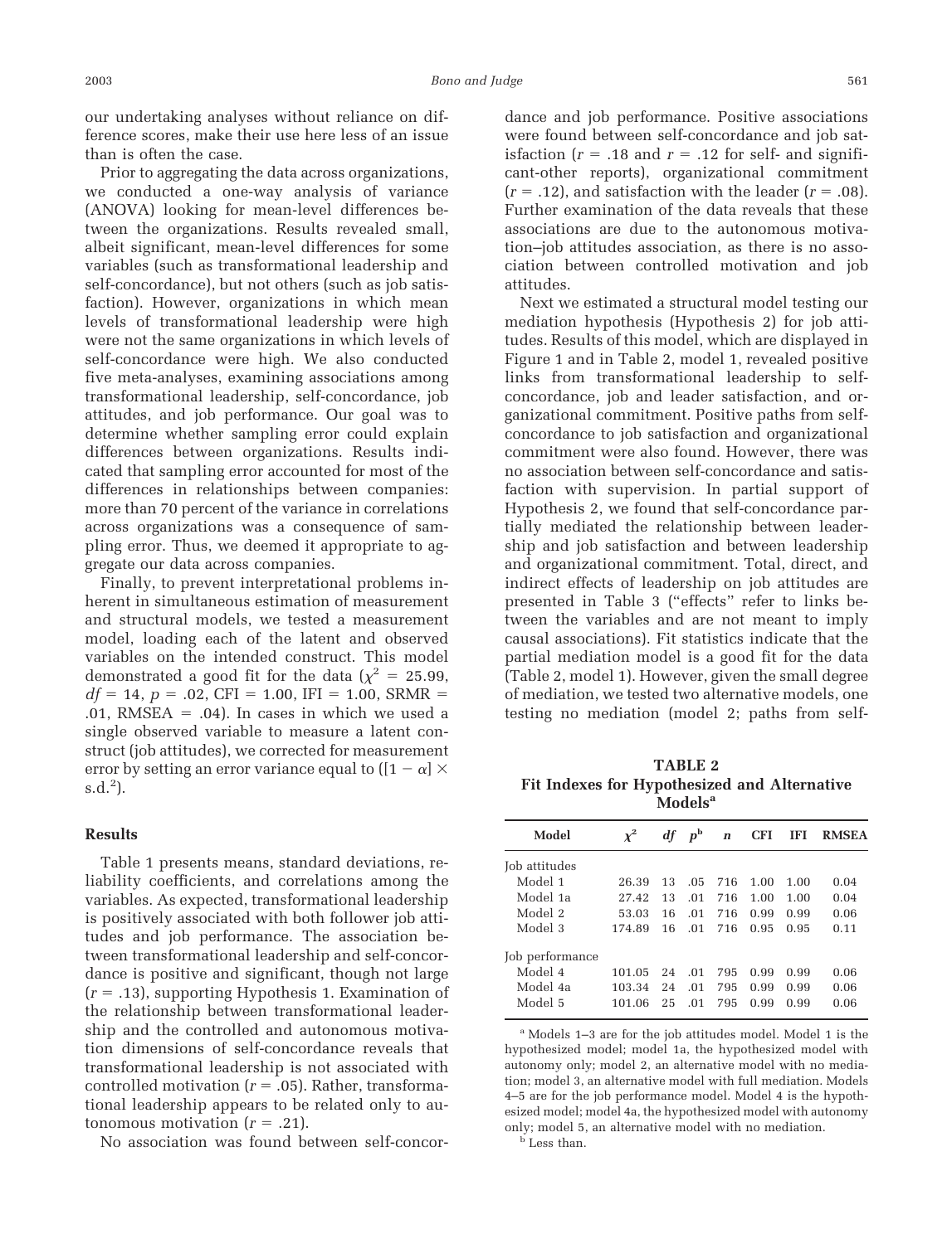our undertaking analyses without reliance on difference scores, make their use here less of an issue than is often the case.

Prior to aggregating the data across organizations, we conducted a one-way analysis of variance (ANOVA) looking for mean-level differences between the organizations. Results revealed small, albeit significant, mean-level differences for some variables (such as transformational leadership and self-concordance), but not others (such as job satisfaction). However, organizations in which mean levels of transformational leadership were high were not the same organizations in which levels of self-concordance were high. We also conducted five meta-analyses, examining associations among transformational leadership, self-concordance, job attitudes, and job performance. Our goal was to determine whether sampling error could explain differences between organizations. Results indicated that sampling error accounted for most of the differences in relationships between companies: more than 70 percent of the variance in correlations across organizations was a consequence of sampling error. Thus, we deemed it appropriate to aggregate our data across companies.

Finally, to prevent interpretational problems inherent in simultaneous estimation of measurement and structural models, we tested a measurement model, loading each of the latent and observed variables on the intended construct. This model demonstrated a good fit for the data ($\chi^2$ = 25.99, $df$ = 14, $p$ = .02, CFI = 1.00, IFI = 1.00, SRMR = .01, RMSEA = .04). In cases in which we used a single observed variable to measure a latent construct (job attitudes), we corrected for measurement error by setting an error variance equal to ($[1 - \alpha] \times \text{s.d.}^2$).

## Results

Table 1 presents means, standard deviations, reliability coefficients, and correlations among the variables. As expected, transformational leadership is positively associated with both follower job attitudes and job performance. The association between transformational leadership and self-concordance is positive and significant, though not large ($r$ = .13), supporting Hypothesis 1. Examination of the relationship between transformational leadership and the controlled and autonomous motivation dimensions of self-concordance reveals that transformational leadership is not associated with controlled motivation ($r$ = .05). Rather, transformational leadership appears to be related only to autonomous motivation ($r$ = .21).

No association was found between self-concordance and job performance. Positive associations were found between self-concordance and job satisfaction ($r$ = .18 and $r$ = .12 for self- and significant-other reports), organizational commitment ($r$ = .12), and satisfaction with the leader ($r$ = .08). Further examination of the data reveals that these associations are due to the autonomous motivation–job attitudes association, as there is no association between controlled motivation and job attitudes.

Next we estimated a structural model testing our mediation hypothesis (Hypothesis 2) for job attitudes. Results of this model, which are displayed in Figure 1 and in Table 2, model 1, revealed positive links from transformational leadership to self-concordance, job and leader satisfaction, and organizational commitment. Positive paths from self-concordance to job satisfaction and organizational commitment were also found. However, there was no association between self-concordance and satisfaction with supervision. In partial support of Hypothesis 2, we found that self-concordance partially mediated the relationship between leadership and job satisfaction and between leadership and organizational commitment. Total, direct, and indirect effects of leadership on job attitudes are presented in Table 3 ("effects" refer to links between the variables and are not meant to imply causal associations). Fit statistics indicate that the partial mediation model is a good fit for the data (Table 2, model 1). However, given the small degree of mediation, we tested two alternative models, one testing no mediation (model 2; paths from self-

**TABLE 2**
**Fit Indexes for Hypothesized and Alternative Models[a]**

| Model | $\chi^2$ | $df$ | $p$[b] | $n$ | CFI | IFI | RMSEA |
|---|---|---|---|---|---|---|---|
| Job attitudes | | | | | | | |
| Model 1 | 26.39 | 13 | .05 | 716 | 1.00 | 1.00 | 0.04 |
| Model 1a | 27.42 | 13 | .01 | 716 | 1.00 | 1.00 | 0.04 |
| Model 2 | 53.03 | 16 | .01 | 716 | 0.99 | 0.99 | 0.06 |
| Model 3 | 174.89 | 16 | .01 | 716 | 0.95 | 0.95 | 0.11 |
| Job performance | | | | | | | |
| Model 4 | 101.05 | 24 | .01 | 795 | 0.99 | 0.99 | 0.06 |
| Model 4a | 103.34 | 24 | .01 | 795 | 0.99 | 0.99 | 0.06 |
| Model 5 | 101.06 | 25 | .01 | 795 | 0.99 | 0.99 | 0.06 |

[a] Models 1–3 are for the job attitudes model. Model 1 is the hypothesized model; model 1a, the hypothesized model with autonomy only; model 2, an alternative model with no mediation; model 3, an alternative model with full mediation. Models 4–5 are for the job performance model. Model 4 is the hypothesized model; model 4a, the hypothesized model with autonomy only; model 5, an alternative model with no mediation.

[b] Less than.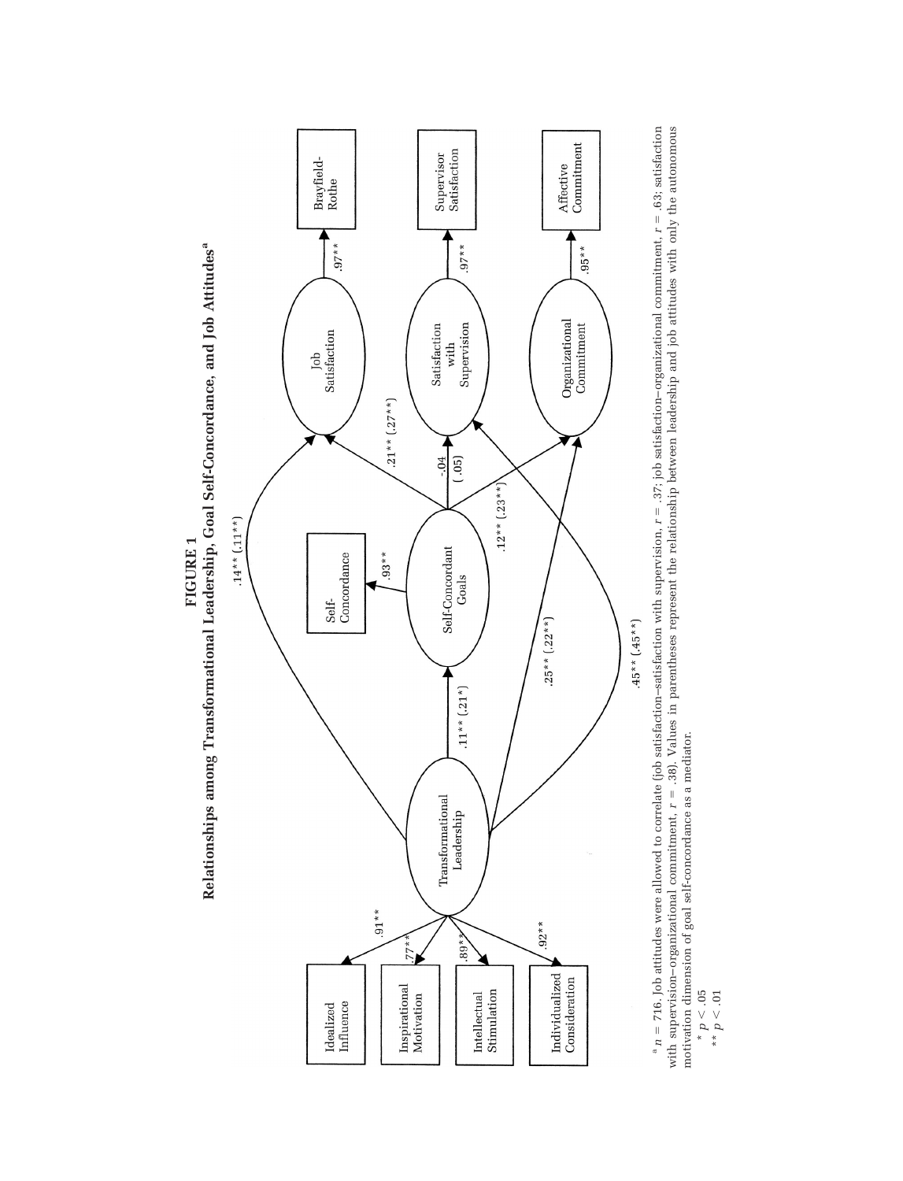**FIGURE 1**

**Relationships among Transformational Leadership, Goal Self-Concordance, and Job Attitudes[a]**

Idealized Influence

Inspirational Motivation

Intellectual Stimulation

Individualized Consideration

.91**

.77**

.89**

.92**

Transformational Leadership

.11** (.21*)

Self-Concordant Goals

.93**

Self-Concordance

.14** (.11**)

.25** (.22**)

.45** (.45**)

.21** (.27**)

-.04 (.05)

.12** (.23**)

Job Satisfaction

Satisfaction with Supervision

Organizational Commitment

.97**

.97**

.95**

Brayfield-Rothe

Supervisor Satisfaction

Affective Commitment

[a] $n = 716$. Job attitudes were allowed to correlate (job satisfaction–satisfaction with supervision, $r = .37$; job satisfaction–organizational commitment, $r = .63$; satisfaction with supervision–organizational commitment, $r = .38$). Values in parentheses represent the relationship between leadership and job attitudes with only the autonomous motivation dimension of goal self-concordance as a mediator.

* $p < .05$

** $p < .01$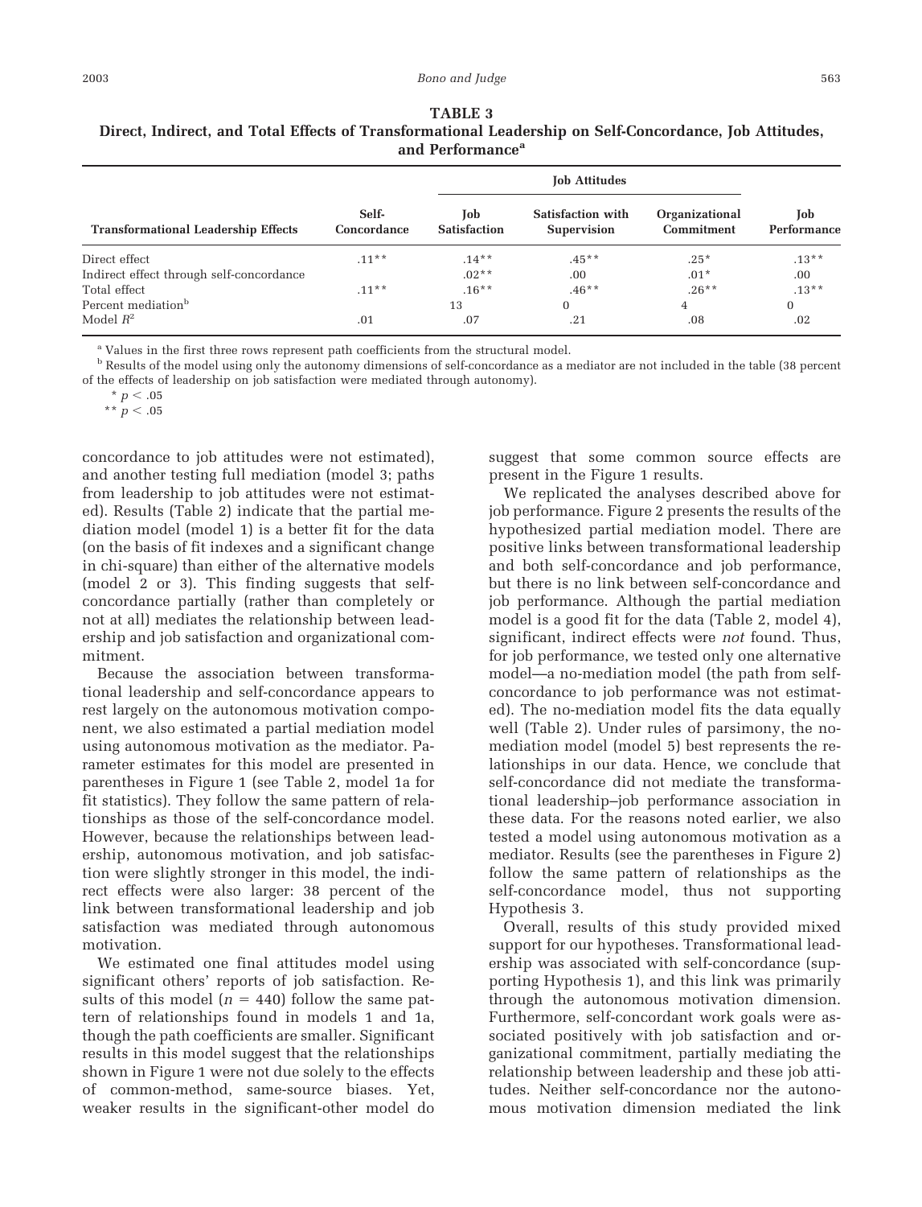**TABLE 3**
**Direct, Indirect, and Total Effects of Transformational Leadership on Self-Concordance, Job Attitudes, and Performance[a]**

| Transformational Leadership Effects | Self-Concordance | Job Attitudes | | | Job Performance |
|---|---|---|---|---|---|
| | | Job Satisfaction | Satisfaction with Supervision | Organizational Commitment | |
| Direct effect | .11** | .14** | .45** | .25* | .13** |
| Indirect effect through self-concordance | | .02** | .00 | .01* | .00 |
| Total effect | .11** | .16** | .46** | .26** | .13** |
| Percent mediation[b] | | 13 | 0 | 4 | 0 |
| Model $R^2$ | .01 | .07 | .21 | .08 | .02 |

[a] Values in the first three rows represent path coefficients from the structural model.

[b] Results of the model using only the autonomy dimensions of self-concordance as a mediator are not included in the table (38 percent of the effects of leadership on job satisfaction were mediated through autonomy).

* $p < .05$

** $p < .05$

concordance to job attitudes were not estimated), and another testing full mediation (model 3; paths from leadership to job attitudes were not estimated). Results (Table 2) indicate that the partial mediation model (model 1) is a better fit for the data (on the basis of fit indexes and a significant change in chi-square) than either of the alternative models (model 2 or 3). This finding suggests that self-concordance partially (rather than completely or not at all) mediates the relationship between leadership and job satisfaction and organizational commitment.

Because the association between transformational leadership and self-concordance appears to rest largely on the autonomous motivation component, we also estimated a partial mediation model using autonomous motivation as the mediator. Parameter estimates for this model are presented in parentheses in Figure 1 (see Table 2, model 1a for fit statistics). They follow the same pattern of relationships as those of the self-concordance model. However, because the relationships between leadership, autonomous motivation, and job satisfaction were slightly stronger in this model, the indirect effects were also larger: 38 percent of the link between transformational leadership and job satisfaction was mediated through autonomous motivation.

We estimated one final attitudes model using significant others' reports of job satisfaction. Results of this model ($n = 440$) follow the same pattern of relationships found in models 1 and 1a, though the path coefficients are smaller. Significant results in this model suggest that the relationships shown in Figure 1 were not due solely to the effects of common-method, same-source biases. Yet, weaker results in the significant-other model do suggest that some common source effects are present in the Figure 1 results.

We replicated the analyses described above for job performance. Figure 2 presents the results of the hypothesized partial mediation model. There are positive links between transformational leadership and both self-concordance and job performance, but there is no link between self-concordance and job performance. Although the partial mediation model is a good fit for the data (Table 2, model 4), significant, indirect effects were *not* found. Thus, for job performance, we tested only one alternative model—a no-mediation model (the path from self-concordance to job performance was not estimated). The no-mediation model fits the data equally well (Table 2). Under rules of parsimony, the no-mediation model (model 5) best represents the relationships in our data. Hence, we conclude that self-concordance did not mediate the transformational leadership–job performance association in these data. For the reasons noted earlier, we also tested a model using autonomous motivation as a mediator. Results (see the parentheses in Figure 2) follow the same pattern of relationships as the self-concordance model, thus not supporting Hypothesis 3.

Overall, results of this study provided mixed support for our hypotheses. Transformational leadership was associated with self-concordance (supporting Hypothesis 1), and this link was primarily through the autonomous motivation dimension. Furthermore, self-concordant work goals were associated positively with job satisfaction and organizational commitment, partially mediating the relationship between leadership and these job attitudes. Neither self-concordance nor the autonomous motivation dimension mediated the link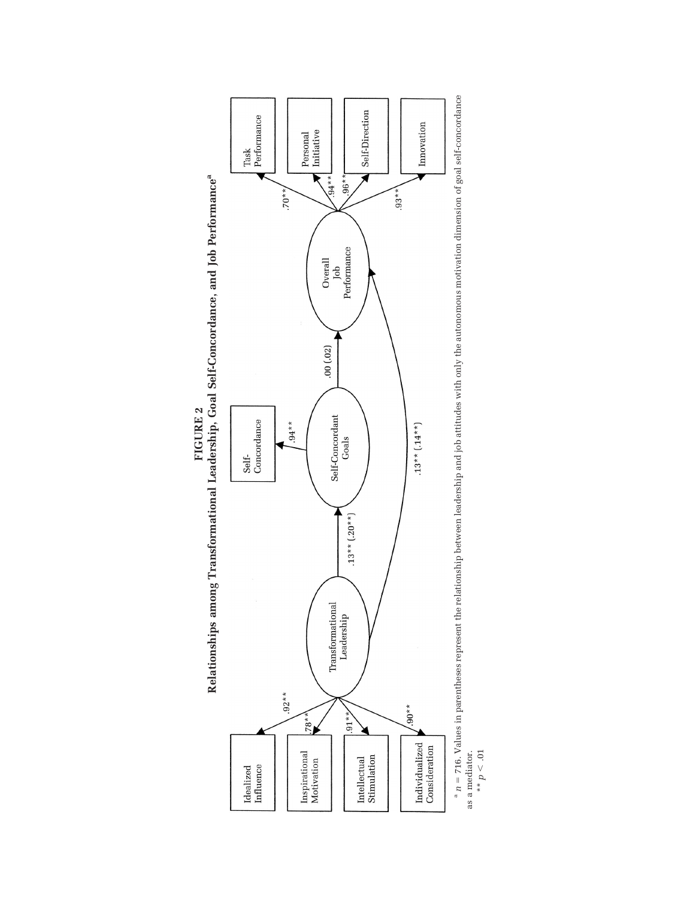**FIGURE 2**

**Relationships among Transformational Leadership, Goal Self-Concordance, and Job Performance[a]**

[a] $n = 716$. Values in parentheses represent the relationship between leadership and job attitudes with only the autonomous motivation dimension of goal self-concordance as a mediator.

** $p < .01$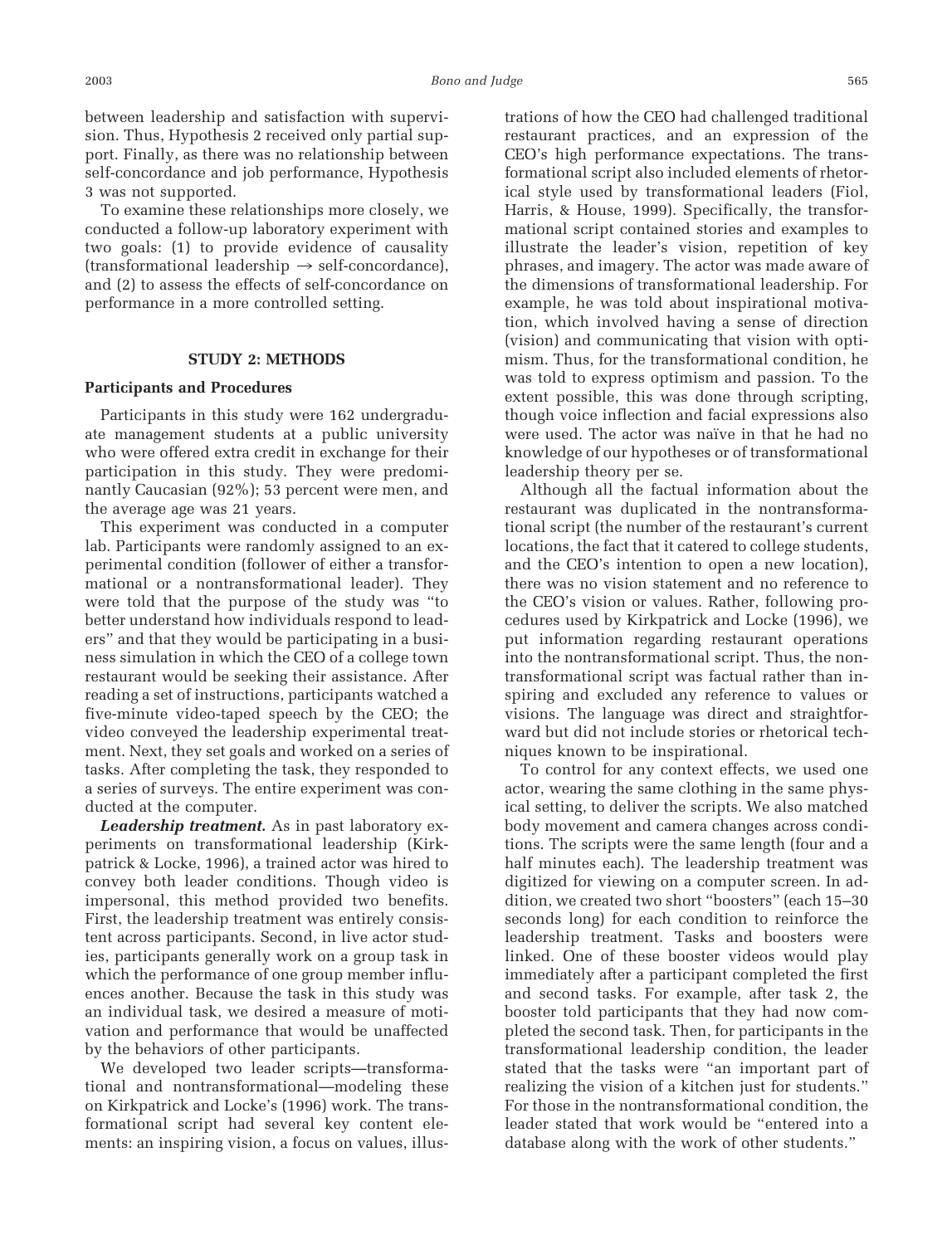between leadership and satisfaction with supervision. Thus, Hypothesis 2 received only partial support. Finally, as there was no relationship between self-concordance and job performance, Hypothesis 3 was not supported.

To examine these relationships more closely, we conducted a follow-up laboratory experiment with two goals: (1) to provide evidence of causality (transformational leadership → self-concordance), and (2) to assess the effects of self-concordance on performance in a more controlled setting.

## STUDY 2: METHODS

### Participants and Procedures

Participants in this study were 162 undergraduate management students at a public university who were offered extra credit in exchange for their participation in this study. They were predominantly Caucasian (92%); 53 percent were men, and the average age was 21 years.

This experiment was conducted in a computer lab. Participants were randomly assigned to an experimental condition (follower of either a transformational or a nontransformational leader). They were told that the purpose of the study was "to better understand how individuals respond to leaders" and that they would be participating in a business simulation in which the CEO of a college town restaurant would be seeking their assistance. After reading a set of instructions, participants watched a five-minute video-taped speech by the CEO; the video conveyed the leadership experimental treatment. Next, they set goals and worked on a series of tasks. After completing the task, they responded to a series of surveys. The entire experiment was conducted at the computer.

***Leadership treatment.*** As in past laboratory experiments on transformational leadership (Kirkpatrick & Locke, 1996), a trained actor was hired to convey both leader conditions. Though video is impersonal, this method provided two benefits. First, the leadership treatment was entirely consistent across participants. Second, in live actor studies, participants generally work on a group task in which the performance of one group member influences another. Because the task in this study was an individual task, we desired a measure of motivation and performance that would be unaffected by the behaviors of other participants.

We developed two leader scripts—transformational and nontransformational—modeling these on Kirkpatrick and Locke's (1996) work. The transformational script had several key content elements: an inspiring vision, a focus on values, illustrations of how the CEO had challenged traditional restaurant practices, and an expression of the CEO's high performance expectations. The transformational script also included elements of rhetorical style used by transformational leaders (Fiol, Harris, & House, 1999). Specifically, the transformational script contained stories and examples to illustrate the leader's vision, repetition of key phrases, and imagery. The actor was made aware of the dimensions of transformational leadership. For example, he was told about inspirational motivation, which involved having a sense of direction (vision) and communicating that vision with optimism. Thus, for the transformational condition, he was told to express optimism and passion. To the extent possible, this was done through scripting, though voice inflection and facial expressions also were used. The actor was naïve in that he had no knowledge of our hypotheses or of transformational leadership theory per se.

Although all the factual information about the restaurant was duplicated in the nontransformational script (the number of the restaurant's current locations, the fact that it catered to college students, and the CEO's intention to open a new location), there was no vision statement and no reference to the CEO's vision or values. Rather, following procedures used by Kirkpatrick and Locke (1996), we put information regarding restaurant operations into the nontransformational script. Thus, the nontransformational script was factual rather than inspiring and excluded any reference to values or visions. The language was direct and straightforward but did not include stories or rhetorical techniques known to be inspirational.

To control for any context effects, we used one actor, wearing the same clothing in the same physical setting, to deliver the scripts. We also matched body movement and camera changes across conditions. The scripts were the same length (four and a half minutes each). The leadership treatment was digitized for viewing on a computer screen. In addition, we created two short "boosters" (each 15–30 seconds long) for each condition to reinforce the leadership treatment. Tasks and boosters were linked. One of these booster videos would play immediately after a participant completed the first and second tasks. For example, after task 2, the booster told participants that they had now completed the second task. Then, for participants in the transformational leadership condition, the leader stated that the tasks were "an important part of realizing the vision of a kitchen just for students." For those in the nontransformational condition, the leader stated that work would be "entered into a database along with the work of other students."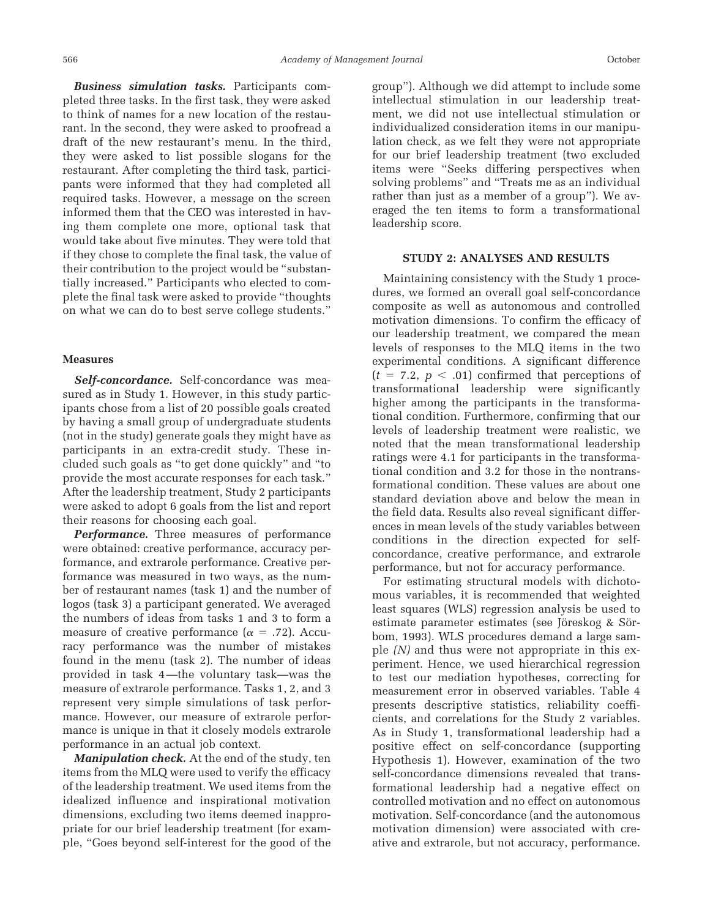***Business simulation tasks.*** Participants completed three tasks. In the first task, they were asked to think of names for a new location of the restaurant. In the second, they were asked to proofread a draft of the new restaurant's menu. In the third, they were asked to list possible slogans for the restaurant. After completing the third task, participants were informed that they had completed all required tasks. However, a message on the screen informed them that the CEO was interested in having them complete one more, optional task that would take about five minutes. They were told that if they chose to complete the final task, the value of their contribution to the project would be "substantially increased." Participants who elected to complete the final task were asked to provide "thoughts on what we can do to best serve college students."

### Measures

***Self-concordance.*** Self-concordance was measured as in Study 1. However, in this study participants chose from a list of 20 possible goals created by having a small group of undergraduate students (not in the study) generate goals they might have as participants in an extra-credit study. These included such goals as "to get done quickly" and "to provide the most accurate responses for each task." After the leadership treatment, Study 2 participants were asked to adopt 6 goals from the list and report their reasons for choosing each goal.

***Performance.*** Three measures of performance were obtained: creative performance, accuracy performance, and extrarole performance. Creative performance was measured in two ways, as the number of restaurant names (task 1) and the number of logos (task 3) a participant generated. We averaged the numbers of ideas from tasks 1 and 3 to form a measure of creative performance ($\alpha = .72$). Accuracy performance was the number of mistakes found in the menu (task 2). The number of ideas provided in task 4—the voluntary task—was the measure of extrarole performance. Tasks 1, 2, and 3 represent very simple simulations of task performance. However, our measure of extrarole performance is unique in that it closely models extrarole performance in an actual job context.

***Manipulation check.*** At the end of the study, ten items from the MLQ were used to verify the efficacy of the leadership treatment. We used items from the idealized influence and inspirational motivation dimensions, excluding two items deemed inappropriate for our brief leadership treatment (for example, "Goes beyond self-interest for the good of the group"). Although we did attempt to include some intellectual stimulation in our leadership treatment, we did not use intellectual stimulation or individualized consideration items in our manipulation check, as we felt they were not appropriate for our brief leadership treatment (two excluded items were "Seeks differing perspectives when solving problems" and "Treats me as an individual rather than just as a member of a group"). We averaged the ten items to form a transformational leadership score.

## STUDY 2: ANALYSES AND RESULTS

Maintaining consistency with the Study 1 procedures, we formed an overall goal self-concordance composite as well as autonomous and controlled motivation dimensions. To confirm the efficacy of our leadership treatment, we compared the mean levels of responses to the MLQ items in the two experimental conditions. A significant difference ($t = 7.2$, $p < .01$) confirmed that perceptions of transformational leadership were significantly higher among the participants in the transformational condition. Furthermore, confirming that our levels of leadership treatment were realistic, we noted that the mean transformational leadership ratings were 4.1 for participants in the transformational condition and 3.2 for those in the nontransformational condition. These values are about one standard deviation above and below the mean in the field data. Results also reveal significant differences in mean levels of the study variables between conditions in the direction expected for self-concordance, creative performance, and extrarole performance, but not for accuracy performance.

For estimating structural models with dichotomous variables, it is recommended that weighted least squares (WLS) regression analysis be used to estimate parameter estimates (see Jöreskog & Sörbom, 1993). WLS procedures demand a large sample *(N)* and thus were not appropriate in this experiment. Hence, we used hierarchical regression to test our mediation hypotheses, correcting for measurement error in observed variables. Table 4 presents descriptive statistics, reliability coefficients, and correlations for the Study 2 variables. As in Study 1, transformational leadership had a positive effect on self-concordance (supporting Hypothesis 1). However, examination of the two self-concordance dimensions revealed that transformational leadership had a negative effect on controlled motivation and no effect on autonomous motivation. Self-concordance (and the autonomous motivation dimension) were associated with creative and extrarole, but not accuracy, performance.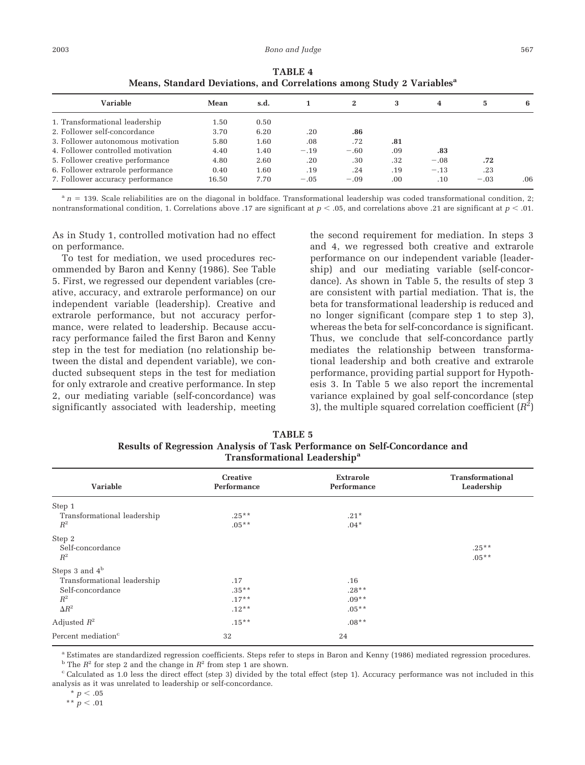**TABLE 4**
**Means, Standard Deviations, and Correlations among Study 2 Variables[a]**

| Variable | Mean | s.d. | 1 | 2 | 3 | 4 | 5 | 6 |
|---|---|---|---|---|---|---|---|---|
| 1. Transformational leadership | 1.50 | 0.50 | | | | | | |
| 2. Follower self-concordance | 3.70 | 6.20 | .20 | **.86** | | | | |
| 3. Follower autonomous motivation | 5.80 | 1.60 | .08 | .72 | **.81** | | | |
| 4. Follower controlled motivation | 4.40 | 1.40 | −.19 | −.60 | .09 | **.83** | | |
| 5. Follower creative performance | 4.80 | 2.60 | .20 | .30 | .32 | −.08 | **.72** | |
| 6. Follower extrarole performance | 0.40 | 1.60 | .19 | .24 | .19 | −.13 | .23 | |
| 7. Follower accuracy performance | 16.50 | 7.70 | −.05 | −.09 | .00 | .10 | −.03 | .06 |

[a] $n = 139$. Scale reliabilities are on the diagonal in boldface. Transformational leadership was coded transformational condition, 2; nontransformational condition, 1. Correlations above .17 are significant at $p < .05$, and correlations above .21 are significant at $p < .01$.

As in Study 1, controlled motivation had no effect on performance.

To test for mediation, we used procedures recommended by Baron and Kenny (1986). See Table 5. First, we regressed our dependent variables (creative, accuracy, and extrarole performance) on our independent variable (leadership). Creative and extrarole performance, but not accuracy performance, were related to leadership. Because accuracy performance failed the first Baron and Kenny step in the test for mediation (no relationship between the distal and dependent variable), we conducted subsequent steps in the test for mediation for only extrarole and creative performance. In step 2, our mediating variable (self-concordance) was significantly associated with leadership, meeting the second requirement for mediation. In steps 3 and 4, we regressed both creative and extrarole performance on our independent variable (leadership) and our mediating variable (self-concordance). As shown in Table 5, the results of step 3 are consistent with partial mediation. That is, the beta for transformational leadership is reduced and no longer significant (compare step 1 to step 3), whereas the beta for self-concordance is significant. Thus, we conclude that self-concordance partly mediates the relationship between transformational leadership and both creative and extrarole performance, providing partial support for Hypothesis 3. In Table 5 we also report the incremental variance explained by goal self-concordance (step 3), the multiple squared correlation coefficient ($R^2$)

**TABLE 5**
**Results of Regression Analysis of Task Performance on Self-Concordance and Transformational Leadership[a]**

| Variable | Creative Performance | Extrarole Performance | Transformational Leadership |
|---|---|---|---|
| Step 1 | | | |
| Transformational leadership | .25** | .21* | |
| $R^2$ | .05** | .04* | |
| Step 2 | | | |
| Self-concordance | | | .25** |
| $R^2$ | | | .05** |
| Steps 3 and 4[b] | | | |
| Transformational leadership | .17 | .16 | |
| Self-concordance | .35** | .28** | |
| $R^2$ | .17** | .09** | |
| $\Delta R^2$ | .12** | .05** | |
| Adjusted $R^2$ | .15** | .08** | |
| Percent mediation[c] | 32 | 24 | |

[a] Estimates are standardized regression coefficients. Steps refer to steps in Baron and Kenny (1986) mediated regression procedures.

[b] The $R^2$ for step 2 and the change in $R^2$ from step 1 are shown.

[c] Calculated as 1.0 less the direct effect (step 3) divided by the total effect (step 1). Accuracy performance was not included in this analysis as it was unrelated to leadership or self-concordance.

* $p < .05$

** $p < .01$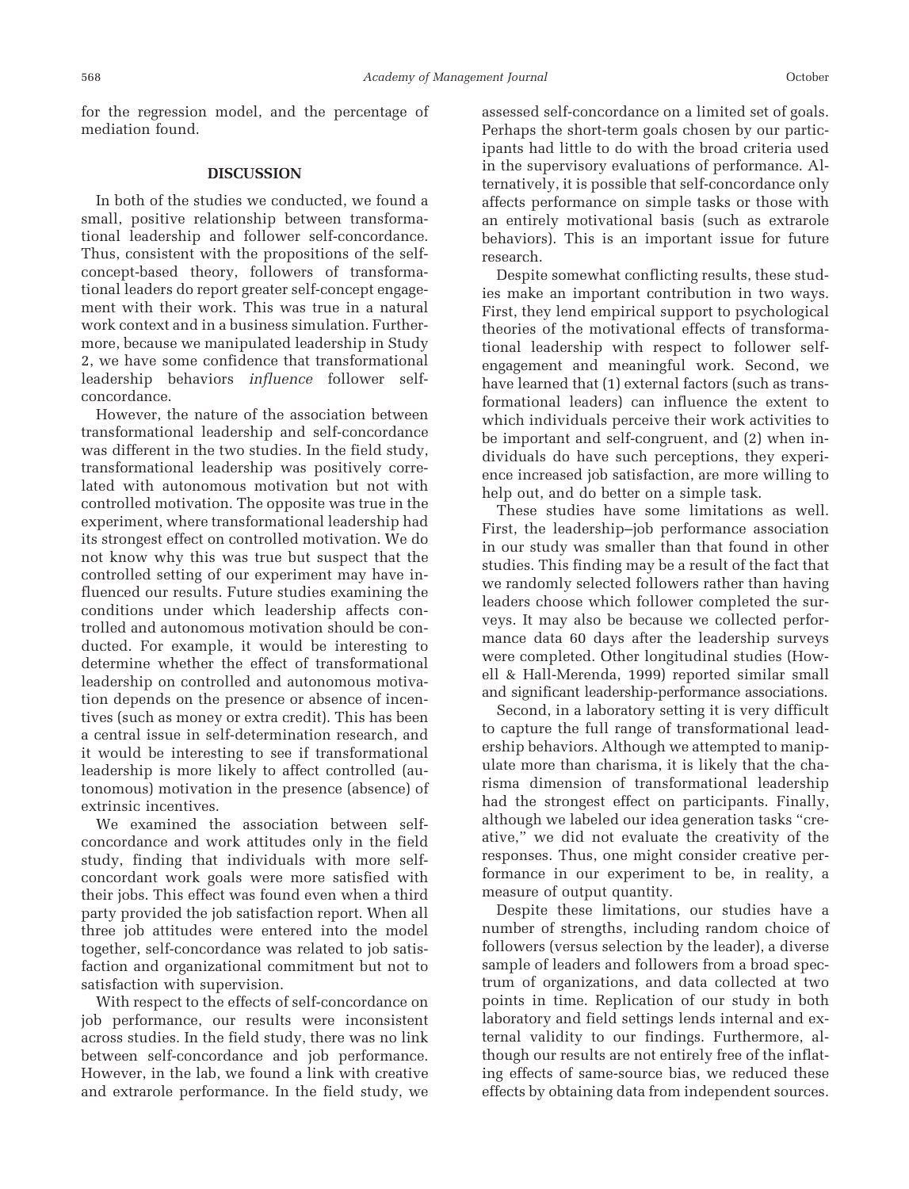for the regression model, and the percentage of mediation found.

## DISCUSSION

In both of the studies we conducted, we found a small, positive relationship between transformational leadership and follower self-concordance. Thus, consistent with the propositions of the self-concept-based theory, followers of transformational leaders do report greater self-concept engagement with their work. This was true in a natural work context and in a business simulation. Furthermore, because we manipulated leadership in Study 2, we have some confidence that transformational leadership behaviors *influence* follower self-concordance.

However, the nature of the association between transformational leadership and self-concordance was different in the two studies. In the field study, transformational leadership was positively correlated with autonomous motivation but not with controlled motivation. The opposite was true in the experiment, where transformational leadership had its strongest effect on controlled motivation. We do not know why this was true but suspect that the controlled setting of our experiment may have influenced our results. Future studies examining the conditions under which leadership affects controlled and autonomous motivation should be conducted. For example, it would be interesting to determine whether the effect of transformational leadership on controlled and autonomous motivation depends on the presence or absence of incentives (such as money or extra credit). This has been a central issue in self-determination research, and it would be interesting to see if transformational leadership is more likely to affect controlled (autonomous) motivation in the presence (absence) of extrinsic incentives.

We examined the association between self-concordance and work attitudes only in the field study, finding that individuals with more self-concordant work goals were more satisfied with their jobs. This effect was found even when a third party provided the job satisfaction report. When all three job attitudes were entered into the model together, self-concordance was related to job satisfaction and organizational commitment but not to satisfaction with supervision.

With respect to the effects of self-concordance on job performance, our results were inconsistent across studies. In the field study, there was no link between self-concordance and job performance. However, in the lab, we found a link with creative and extrarole performance. In the field study, we assessed self-concordance on a limited set of goals. Perhaps the short-term goals chosen by our participants had little to do with the broad criteria used in the supervisory evaluations of performance. Alternatively, it is possible that self-concordance only affects performance on simple tasks or those with an entirely motivational basis (such as extrarole behaviors). This is an important issue for future research.

Despite somewhat conflicting results, these studies make an important contribution in two ways. First, they lend empirical support to psychological theories of the motivational effects of transformational leadership with respect to follower self-engagement and meaningful work. Second, we have learned that (1) external factors (such as transformational leaders) can influence the extent to which individuals perceive their work activities to be important and self-congruent, and (2) when individuals do have such perceptions, they experience increased job satisfaction, are more willing to help out, and do better on a simple task.

These studies have some limitations as well. First, the leadership–job performance association in our study was smaller than that found in other studies. This finding may be a result of the fact that we randomly selected followers rather than having leaders choose which follower completed the surveys. It may also be because we collected performance data 60 days after the leadership surveys were completed. Other longitudinal studies (Howell & Hall-Merenda, 1999) reported similar small and significant leadership-performance associations.

Second, in a laboratory setting it is very difficult to capture the full range of transformational leadership behaviors. Although we attempted to manipulate more than charisma, it is likely that the charisma dimension of transformational leadership had the strongest effect on participants. Finally, although we labeled our idea generation tasks "creative," we did not evaluate the creativity of the responses. Thus, one might consider creative performance in our experiment to be, in reality, a measure of output quantity.

Despite these limitations, our studies have a number of strengths, including random choice of followers (versus selection by the leader), a diverse sample of leaders and followers from a broad spectrum of organizations, and data collected at two points in time. Replication of our study in both laboratory and field settings lends internal and external validity to our findings. Furthermore, although our results are not entirely free of the inflating effects of same-source bias, we reduced these effects by obtaining data from independent sources.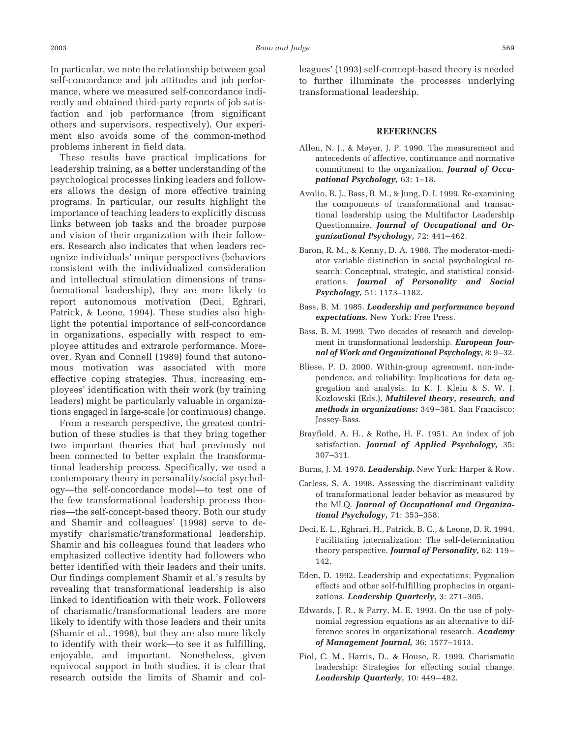In particular, we note the relationship between goal self-concordance and job attitudes and job performance, where we measured self-concordance indirectly and obtained third-party reports of job satisfaction and job performance (from significant others and supervisors, respectively). Our experiment also avoids some of the common-method problems inherent in field data.

These results have practical implications for leadership training, as a better understanding of the psychological processes linking leaders and followers allows the design of more effective training programs. In particular, our results highlight the importance of teaching leaders to explicitly discuss links between job tasks and the broader purpose and vision of their organization with their followers. Research also indicates that when leaders recognize individuals' unique perspectives (behaviors consistent with the individualized consideration and intellectual stimulation dimensions of transformational leadership), they are more likely to report autonomous motivation (Deci, Eghrari, Patrick, & Leone, 1994). These studies also highlight the potential importance of self-concordance in organizations, especially with respect to employee attitudes and extrarole performance. Moreover, Ryan and Connell (1989) found that autonomous motivation was associated with more effective coping strategies. Thus, increasing employees' identification with their work (by training leaders) might be particularly valuable in organizations engaged in large-scale (or continuous) change.

From a research perspective, the greatest contribution of these studies is that they bring together two important theories that had previously not been connected to better explain the transformational leadership process. Specifically, we used a contemporary theory in personality/social psychology—the self-concordance model—to test one of the few transformational leadership process theories—the self-concept-based theory. Both our study and Shamir and colleagues' (1998) serve to demystify charismatic/transformational leadership. Shamir and his colleagues found that leaders who emphasized collective identity had followers who better identified with their leaders and their units. Our findings complement Shamir et al.'s results by revealing that transformational leadership is also linked to identification with their work. Followers of charismatic/transformational leaders are more likely to identify with those leaders and their units (Shamir et al., 1998), but they are also more likely to identify with their work—to see it as fulfilling, enjoyable, and important. Nonetheless, given equivocal support in both studies, it is clear that research outside the limits of Shamir and colleagues' (1993) self-concept-based theory is needed to further illuminate the processes underlying transformational leadership.

## REFERENCES

Allen, N. J., & Meyer, J. P. 1990. The measurement and antecedents of affective, continuance and normative commitment to the organization. ***Journal of Occupational Psychology,*** 63: 1–18.

Avolio, B. J., Bass, B. M., & Jung, D. I. 1999. Re-examining the components of transformational and transactional leadership using the Multifactor Leadership Questionnaire. ***Journal of Occupational and Organizational Psychology,*** 72: 441–462.

Baron, R. M., & Kenny, D. A. 1986. The moderator-mediator variable distinction in social psychological research: Conceptual, strategic, and statistical considerations. ***Journal of Personality and Social Psychology,*** 51: 1173–1182.

Bass, B. M. 1985. ***Leadership and performance beyond expectations.*** New York: Free Press.

Bass, B. M. 1999. Two decades of research and development in transformational leadership. ***European Journal of Work and Organizational Psychology,*** 8: 9–32.

Bliese, P. D. 2000. Within-group agreement, non-independence, and reliability: Implications for data aggregation and analysis. In K. J. Klein & S. W. J. Kozlowski (Eds.), ***Multilevel theory, research, and methods in organizations:*** 349–381. San Francisco: Jossey-Bass.

Brayfield, A. H., & Rothe, H. F. 1951. An index of job satisfaction. ***Journal of Applied Psychology,*** 35: 307–311.

Burns, J. M. 1978. ***Leadership.*** New York: Harper & Row.

Carless, S. A. 1998. Assessing the discriminant validity of transformational leader behavior as measured by the MLQ. ***Journal of Occupational and Organizational Psychology,*** 71: 353–358.

Deci, E. L., Eghrari, H., Patrick, B. C., & Leone, D. R. 1994. Facilitating internalization: The self-determination theory perspective. ***Journal of Personality,*** 62: 119–142.

Eden, D. 1992. Leadership and expectations: Pygmalion effects and other self-fulfilling prophecies in organizations. ***Leadership Quarterly,*** 3: 271–305.

Edwards, J. R., & Parry, M. E. 1993. On the use of polynomial regression equations as an alternative to difference scores in organizational research. ***Academy of Management Journal,*** 36: 1577–1613.

Fiol, C. M., Harris, D., & House, R. 1999. Charismatic leadership: Strategies for effecting social change. ***Leadership Quarterly,*** 10: 449–482.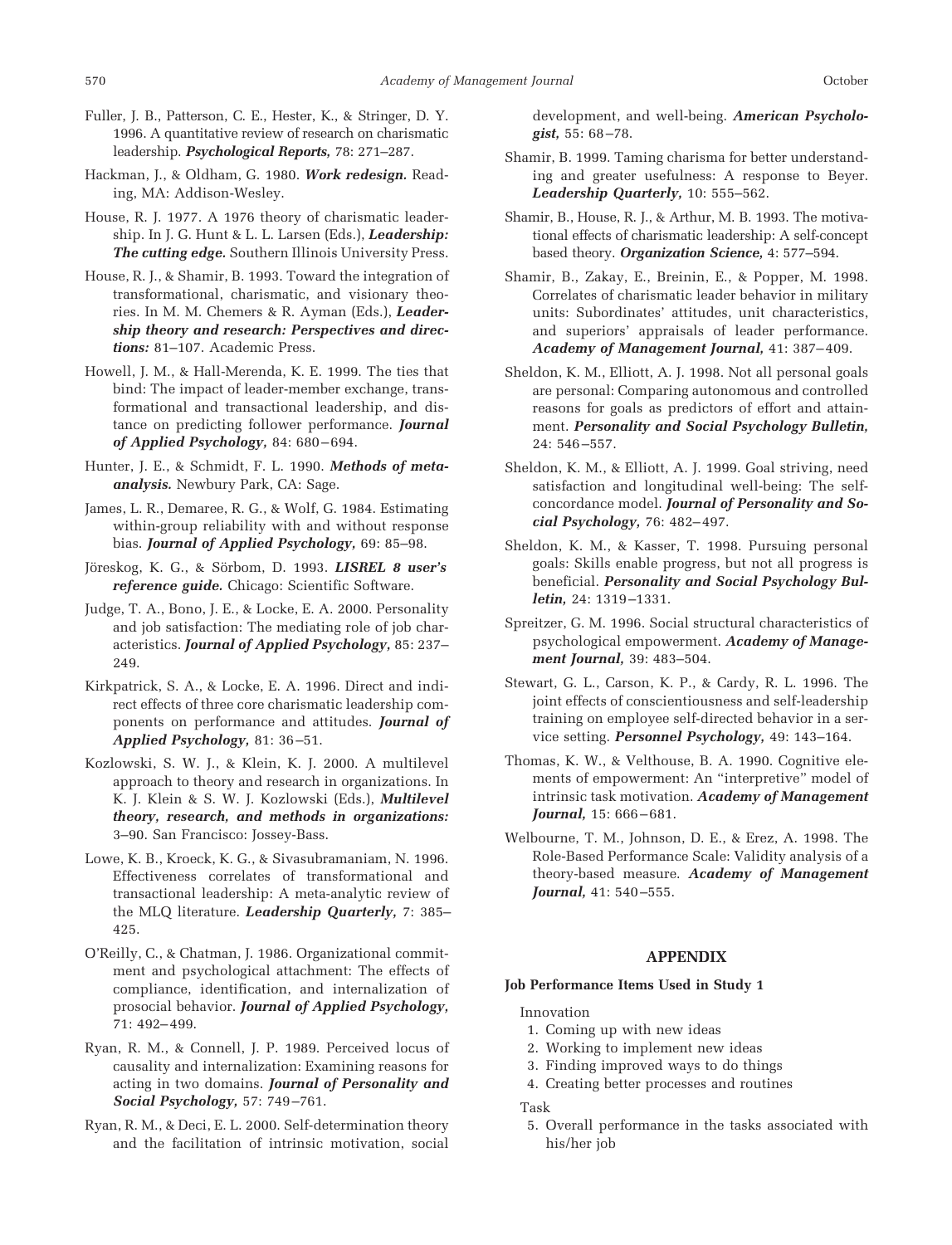Fuller, J. B., Patterson, C. E., Hester, K., & Stringer, D. Y. 1996. A quantitative review of research on charismatic leadership. ***Psychological Reports,*** 78: 271–287.

Hackman, J., & Oldham, G. 1980. ***Work redesign.*** Reading, MA: Addison-Wesley.

House, R. J. 1977. A 1976 theory of charismatic leadership. In J. G. Hunt & L. L. Larsen (Eds.), ***Leadership: The cutting edge.*** Southern Illinois University Press.

House, R. J., & Shamir, B. 1993. Toward the integration of transformational, charismatic, and visionary theories. In M. M. Chemers & R. Ayman (Eds.), ***Leadership theory and research: Perspectives and directions:*** 81–107. Academic Press.

Howell, J. M., & Hall-Merenda, K. E. 1999. The ties that bind: The impact of leader-member exchange, transformational and transactional leadership, and distance on predicting follower performance. ***Journal of Applied Psychology,*** 84: 680–694.

Hunter, J. E., & Schmidt, F. L. 1990. ***Methods of meta-analysis.*** Newbury Park, CA: Sage.

James, L. R., Demaree, R. G., & Wolf, G. 1984. Estimating within-group reliability with and without response bias. ***Journal of Applied Psychology,*** 69: 85–98.

Jöreskog, K. G., & Sörbom, D. 1993. ***LISREL 8 user's reference guide.*** Chicago: Scientific Software.

Judge, T. A., Bono, J. E., & Locke, E. A. 2000. Personality and job satisfaction: The mediating role of job characteristics. ***Journal of Applied Psychology,*** 85: 237–249.

Kirkpatrick, S. A., & Locke, E. A. 1996. Direct and indirect effects of three core charismatic leadership components on performance and attitudes. ***Journal of Applied Psychology,*** 81: 36–51.

Kozlowski, S. W. J., & Klein, K. J. 2000. A multilevel approach to theory and research in organizations. In K. J. Klein & S. W. J. Kozlowski (Eds.), ***Multilevel theory, research, and methods in organizations:*** 3–90. San Francisco: Jossey-Bass.

Lowe, K. B., Kroeck, K. G., & Sivasubramaniam, N. 1996. Effectiveness correlates of transformational and transactional leadership: A meta-analytic review of the MLQ literature. ***Leadership Quarterly,*** 7: 385–425.

O'Reilly, C., & Chatman, J. 1986. Organizational commitment and psychological attachment: The effects of compliance, identification, and internalization of prosocial behavior. ***Journal of Applied Psychology,*** 71: 492–499.

Ryan, R. M., & Connell, J. P. 1989. Perceived locus of causality and internalization: Examining reasons for acting in two domains. ***Journal of Personality and Social Psychology,*** 57: 749–761.

Ryan, R. M., & Deci, E. L. 2000. Self-determination theory and the facilitation of intrinsic motivation, social development, and well-being. ***American Psychologist,*** 55: 68–78.

Shamir, B. 1999. Taming charisma for better understanding and greater usefulness: A response to Beyer. ***Leadership Quarterly,*** 10: 555–562.

Shamir, B., House, R. J., & Arthur, M. B. 1993. The motivational effects of charismatic leadership: A self-concept based theory. ***Organization Science,*** 4: 577–594.

Shamir, B., Zakay, E., Breinin, E., & Popper, M. 1998. Correlates of charismatic leader behavior in military units: Subordinates' attitudes, unit characteristics, and superiors' appraisals of leader performance. ***Academy of Management Journal,*** 41: 387–409.

Sheldon, K. M., Elliott, A. J. 1998. Not all personal goals are personal: Comparing autonomous and controlled reasons for goals as predictors of effort and attainment. ***Personality and Social Psychology Bulletin,*** 24: 546–557.

Sheldon, K. M., & Elliott, A. J. 1999. Goal striving, need satisfaction and longitudinal well-being: The self-concordance model. ***Journal of Personality and Social Psychology,*** 76: 482–497.

Sheldon, K. M., & Kasser, T. 1998. Pursuing personal goals: Skills enable progress, but not all progress is beneficial. ***Personality and Social Psychology Bulletin,*** 24: 1319–1331.

Spreitzer, G. M. 1996. Social structural characteristics of psychological empowerment. ***Academy of Management Journal,*** 39: 483–504.

Stewart, G. L., Carson, K. P., & Cardy, R. L. 1996. The joint effects of conscientiousness and self-leadership training on employee self-directed behavior in a service setting. ***Personnel Psychology,*** 49: 143–164.

Thomas, K. W., & Velthouse, B. A. 1990. Cognitive elements of empowerment: An "interpretive" model of intrinsic task motivation. ***Academy of Management Journal,*** 15: 666–681.

Welbourne, T. M., Johnson, D. E., & Erez, A. 1998. The Role-Based Performance Scale: Validity analysis of a theory-based measure. ***Academy of Management Journal,*** 41: 540–555.

## APPENDIX

### Job Performance Items Used in Study 1

Innovation

1. Coming up with new ideas
2. Working to implement new ideas
3. Finding improved ways to do things
4. Creating better processes and routines

Task

5. Overall performance in the tasks associated with his/her job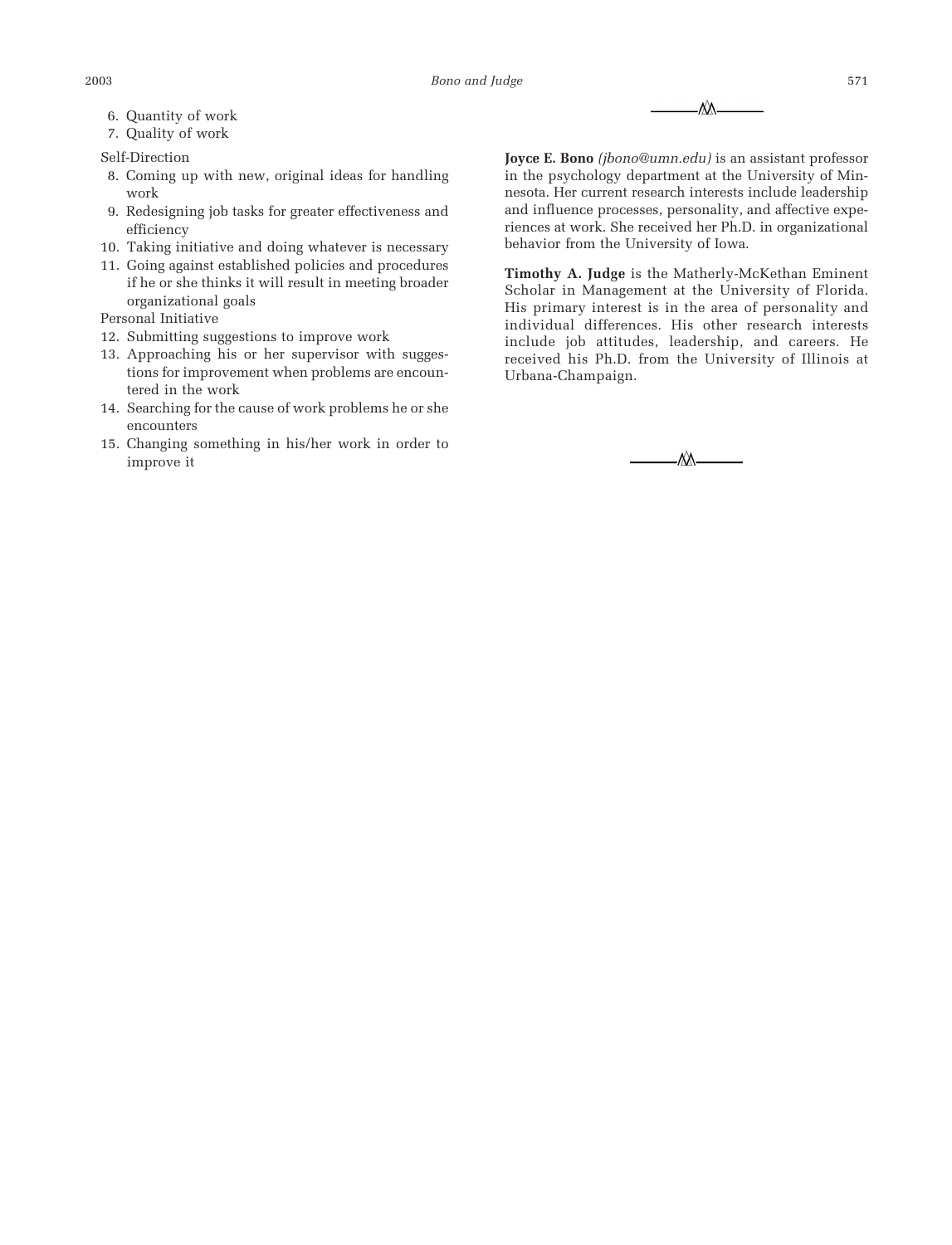6. Quantity of work
7. Quality of work

Self-Direction

8. Coming up with new, original ideas for handling work
9. Redesigning job tasks for greater effectiveness and efficiency
10. Taking initiative and doing whatever is necessary
11. Going against established policies and procedures if he or she thinks it will result in meeting broader organizational goals

Personal Initiative

12. Submitting suggestions to improve work
13. Approaching his or her supervisor with suggestions for improvement when problems are encountered in the work
14. Searching for the cause of work problems he or she encounters
15. Changing something in his/her work in order to improve it

**Joyce E. Bono** *(jbono@umn.edu)* is an assistant professor in the psychology department at the University of Minnesota. Her current research interests include leadership and influence processes, personality, and affective experiences at work. She received her Ph.D. in organizational behavior from the University of Iowa.

**Timothy A. Judge** is the Matherly-McKethan Eminent Scholar in Management at the University of Florida. His primary interest is in the area of personality and individual differences. His other research interests include job attitudes, leadership, and careers. He received his Ph.D. from the University of Illinois at Urbana-Champaign.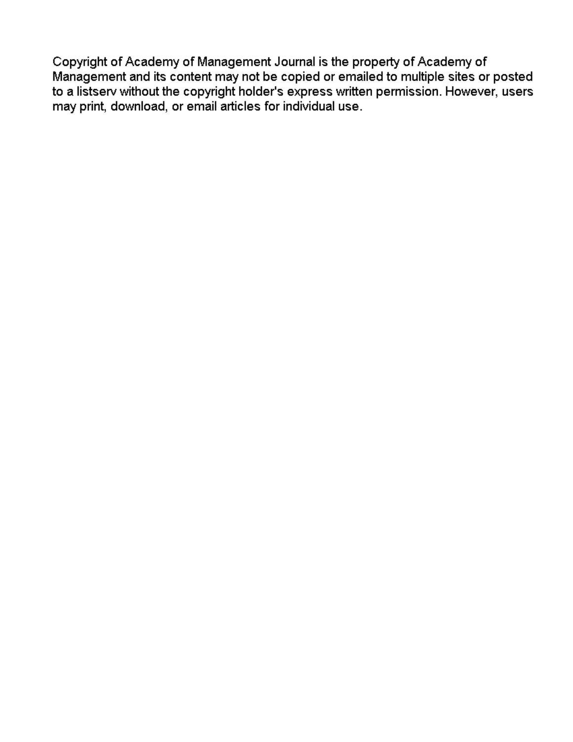Copyright of Academy of Management Journal is the property of Academy of Management and its content may not be copied or emailed to multiple sites or posted to a listserv without the copyright holder's express written permission. However, users may print, download, or email articles for individual use.